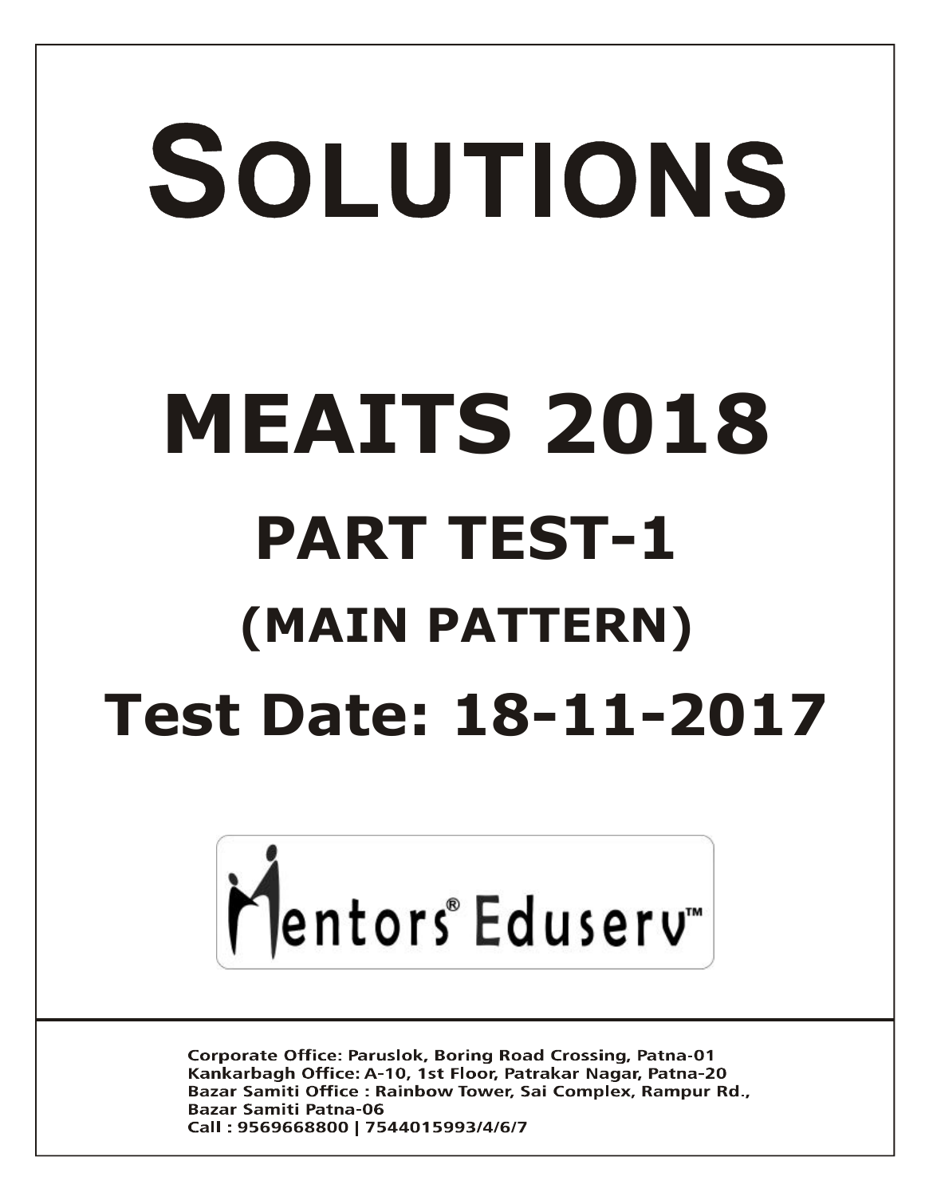# SOLUTIONS

# MEAITS 2018

## PART TEST-1

## (MAIN PATTERN)

## Test Date: 18-11-2017

Mentors® Eduserv™

Corporate Office: Paruslok, Boring Road Crossing, Patna-01
Kankarbagh Office: A-10, 1st Floor, Patrakar Nagar, Patna-20
Bazar Samiti Office : Rainbow Tower, Sai Complex, Rampur Rd., Bazar Samiti Patna-06
Call : 9569668800 | 7544015993/4/6/7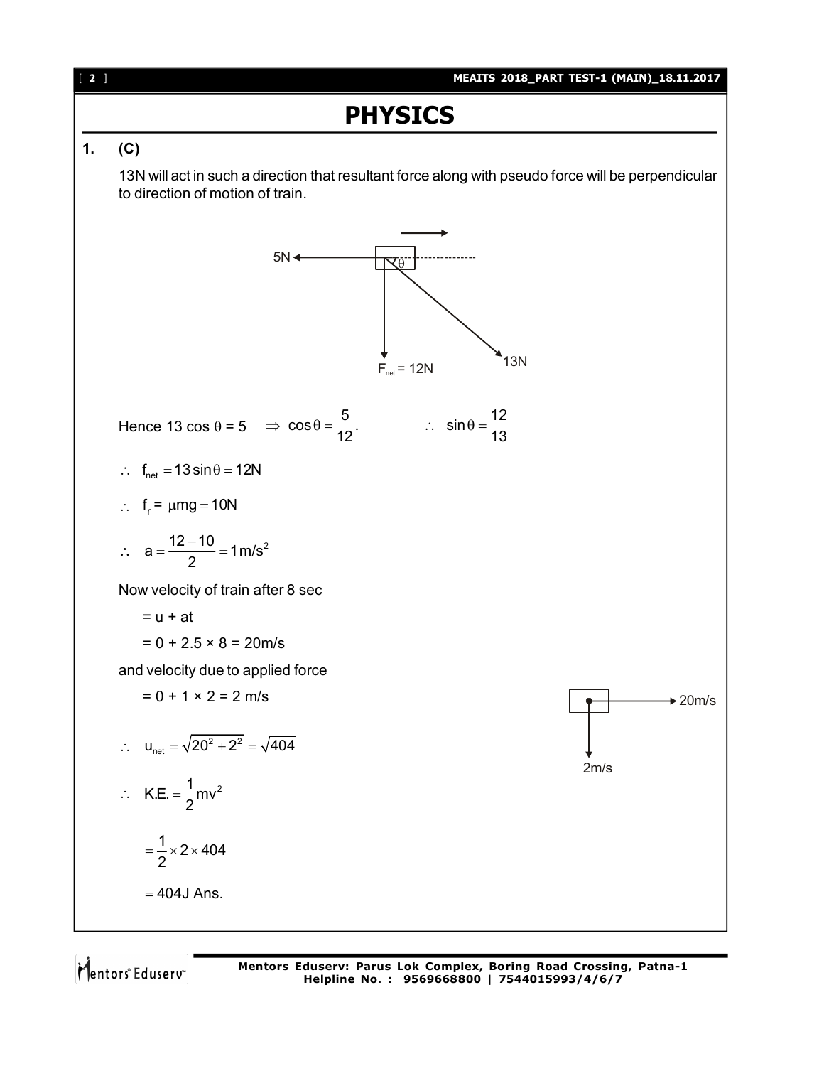# PHYSICS

**1. (C)**

13N will act in such a direction that resultant force along with pseudo force will be perpendicular to direction of motion of train.

Hence 13 cos θ = 5 $\Rightarrow \cos\theta = \frac{5}{12}.$ $\therefore \sin\theta = \frac{12}{13}$

$\therefore f_{net} = 13\sin\theta = 12N$

$\therefore f_r = \mu mg = 10N$

$\therefore a = \frac{12-10}{2} = 1\,m/s^2$

Now velocity of train after 8 sec

= u + at

= 0 + 2.5 × 8 = 20m/s

and velocity due to applied force

= 0 + 1 × 2 = 2 m/s

$\therefore u_{net} = \sqrt{20^2 + 2^2} = \sqrt{404}$

$\therefore K.E. = \frac{1}{2}mv^2$

$= \frac{1}{2} \times 2 \times 404$

$= 404J$ Ans.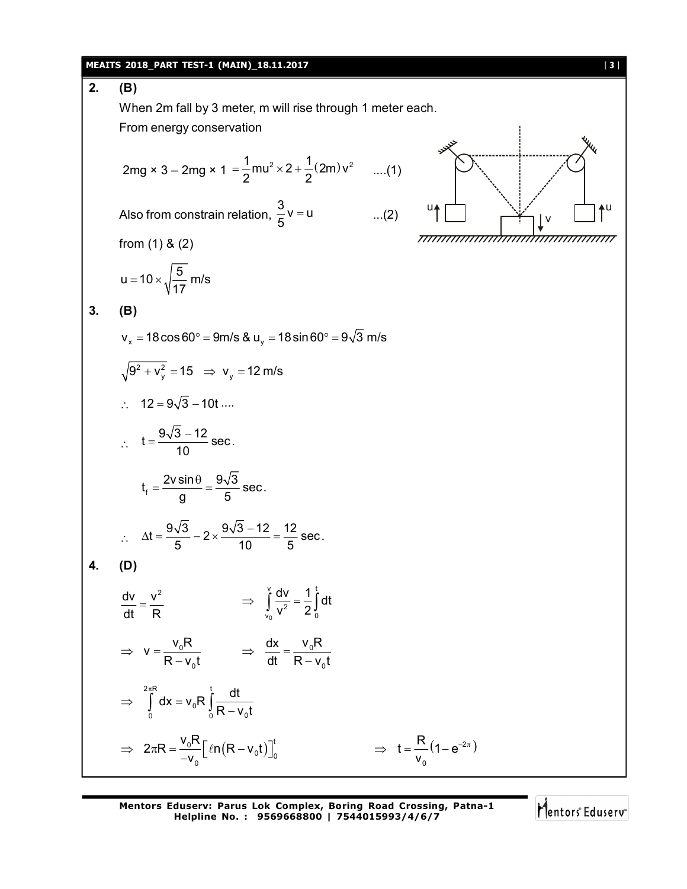**2. (B)**

When 2m fall by 3 meter, m will rise through 1 meter each.

From energy conservation

$$2mg \times 3 - 2mg \times 1 = \frac{1}{2}mu^2 \times 2 + \frac{1}{2}(2m)v^2 \quad ....(1)$$

Also from constrain relation, $\frac{3}{5}v = u$ ...(2)

from (1) & (2)

$$u = 10 \times \sqrt{\frac{5}{17}} \text{ m/s}$$

**3. (B)**

$v_x = 18\cos 60^\circ = 9\text{m/s}$ & $u_y = 18\sin 60^\circ = 9\sqrt{3}$ m/s

$$\sqrt{9^2 + v_y^2} = 15 \Rightarrow v_y = 12 \text{ m/s}$$

$$\therefore \quad 12 = 9\sqrt{3} - 10t \; ....$$

$$\therefore \quad t = \frac{9\sqrt{3} - 12}{10} \text{ sec.}$$

$$t_f = \frac{2v\sin\theta}{g} = \frac{9\sqrt{3}}{5} \text{ sec.}$$

$$\therefore \quad \Delta t = \frac{9\sqrt{3}}{5} - 2 \times \frac{9\sqrt{3} - 12}{10} = \frac{12}{5} \text{ sec.}$$

**4. (D)**

$$\frac{dv}{dt} = \frac{v^2}{R} \qquad \Rightarrow \int_{v_0}^{v} \frac{dv}{v^2} = \frac{1}{2}\int_0^t dt$$

$$\Rightarrow v = \frac{v_0 R}{R - v_0 t} \qquad \Rightarrow \frac{dx}{dt} = \frac{v_0 R}{R - v_0 t}$$

$$\Rightarrow \int_0^{2\pi R} dx = v_0 R \int_0^t \frac{dt}{R - v_0 t}$$

$$\Rightarrow 2\pi R = \frac{v_0 R}{-v_0}\left[\ell n(R - v_0 t)\right]_0^t \qquad \Rightarrow t = \frac{R}{v_0}\left(1 - e^{-2\pi}\right)$$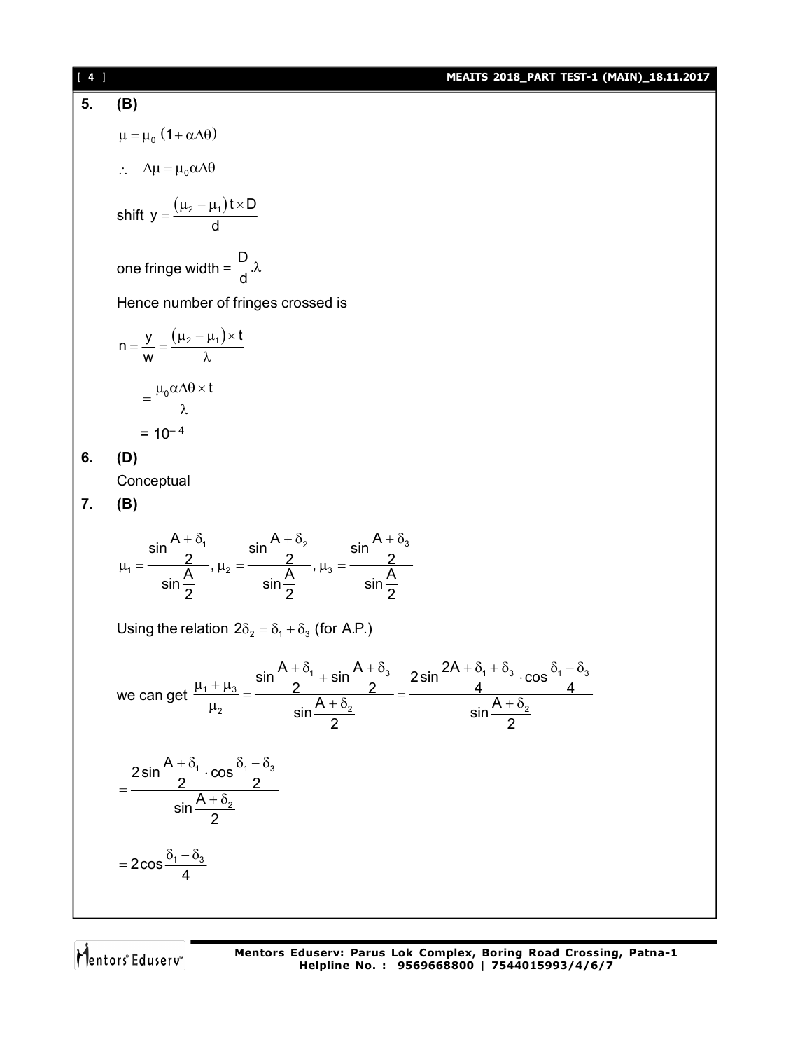**5. (B)**

$$\mu = \mu_0 (1 + \alpha\Delta\theta)$$

$$\therefore \quad \Delta\mu = \mu_0 \alpha \Delta\theta$$

shift $y = \dfrac{(\mu_2 - \mu_1) t \times D}{d}$

one fringe width = $\dfrac{D}{d}.\lambda$

Hence number of fringes crossed is

$$n = \frac{y}{w} = \frac{(\mu_2 - \mu_1) \times t}{\lambda}$$

$$= \frac{\mu_0 \alpha \Delta\theta \times t}{\lambda}$$

$$= 10^{-4}$$

**6. (D)**

Conceptual

**7. (B)**

$$\mu_1 = \frac{\sin\dfrac{A+\delta_1}{2}}{\sin\dfrac{A}{2}}, \mu_2 = \frac{\sin\dfrac{A+\delta_2}{2}}{\sin\dfrac{A}{2}}, \mu_3 = \frac{\sin\dfrac{A+\delta_3}{2}}{\sin\dfrac{A}{2}}$$

Using the relation $2\delta_2 = \delta_1 + \delta_3$ (for A.P.)

we can get $\dfrac{\mu_1 + \mu_3}{\mu_2} = \dfrac{\sin\dfrac{A+\delta_1}{2} + \sin\dfrac{A+\delta_3}{2}}{\sin\dfrac{A+\delta_2}{2}} = \dfrac{2\sin\dfrac{2A+\delta_1+\delta_3}{4} \cdot \cos\dfrac{\delta_1 - \delta_3}{4}}{\sin\dfrac{A+\delta_2}{2}}$

$$= \frac{2\sin\dfrac{A+\delta_1}{2} \cdot \cos\dfrac{\delta_1 - \delta_3}{2}}{\sin\dfrac{A+\delta_2}{2}}$$

$$= 2\cos\frac{\delta_1 - \delta_3}{4}$$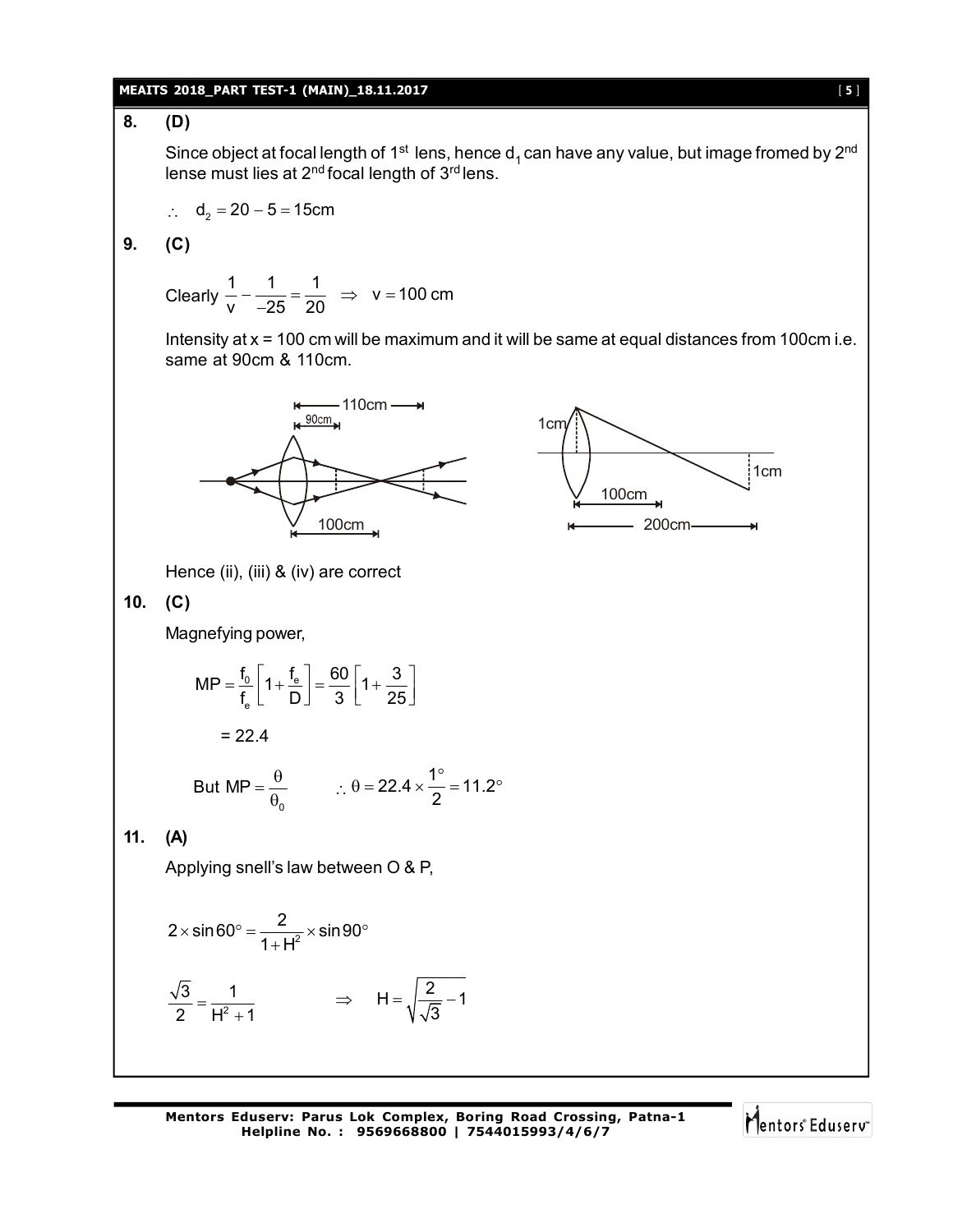**8. (D)**

Since object at focal length of 1[st] lens, hence $d_1$ can have any value, but image fromed by 2[nd] lense must lies at 2[nd] focal length of 3[rd] lens.

$\therefore \quad d_2 = 20 - 5 = 15\text{cm}$

**9. (C)**

Clearly $\frac{1}{v} - \frac{1}{-25} = \frac{1}{20} \quad \Rightarrow \quad v = 100 \text{ cm}$

Intensity at x = 100 cm will be maximum and it will be same at equal distances from 100cm i.e. same at 90cm & 110cm.

Hence (ii), (iii) & (iv) are correct

**10. (C)**

Magnefying power,

$$MP = \frac{f_0}{f_e}\left[1 + \frac{f_e}{D}\right] = \frac{60}{3}\left[1 + \frac{3}{25}\right]$$

$$= 22.4$$

$$\text{But } MP = \frac{\theta}{\theta_0} \qquad \therefore \theta = 22.4 \times \frac{1^\circ}{2} = 11.2^\circ$$

**11. (A)**

Applying snell's law between O & P,

$$2 \times \sin 60^\circ = \frac{2}{1 + H^2} \times \sin 90^\circ$$

$$\frac{\sqrt{3}}{2} = \frac{1}{H^2 + 1} \qquad \Rightarrow \quad H = \sqrt{\frac{2}{\sqrt{3}} - 1}$$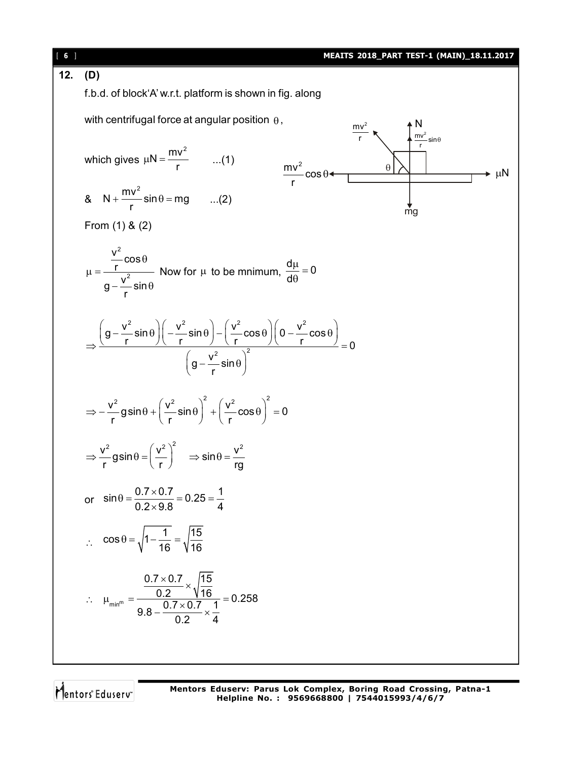**12. (D)**

f.b.d. of block'A' w.r.t. platform is shown in fig. along with centrifugal force at angular position $\theta$,

which gives $\mu N = \frac{mv^2}{r}$ ...(1)

& $N + \frac{mv^2}{r}\sin\theta = mg$ ...(2)

From (1) & (2)

$$\mu = \frac{\frac{v^2}{r}\cos\theta}{g - \frac{v^2}{r}\sin\theta}$$ Now for $\mu$ to be mnimum, $\frac{d\mu}{d\theta} = 0$

$$\Rightarrow \frac{\left(g - \frac{v^2}{r}\sin\theta\right)\left(-\frac{v^2}{r}\sin\theta\right) - \left(\frac{v^2}{r}\cos\theta\right)\left(0 - \frac{v^2}{r}\cos\theta\right)}{\left(g - \frac{v^2}{r}\sin\theta\right)^2} = 0$$

$$\Rightarrow -\frac{v^2}{r}g\sin\theta + \left(\frac{v^2}{r}\sin\theta\right)^2 + \left(\frac{v^2}{r}\cos\theta\right)^2 = 0$$

$$\Rightarrow \frac{v^2}{r}g\sin\theta = \left(\frac{v^2}{r}\right)^2 \quad \Rightarrow \sin\theta = \frac{v^2}{rg}$$

or $\sin\theta = \frac{0.7 \times 0.7}{0.2 \times 9.8} = 0.25 = \frac{1}{4}$

$\therefore \cos\theta = \sqrt{1 - \frac{1}{16}} = \sqrt{\frac{15}{16}}$

$$\therefore \mu_{min^m} = \frac{\frac{0.7 \times 0.7}{0.2} \times \sqrt{\frac{15}{16}}}{9.8 - \frac{0.7 \times 0.7}{0.2} \times \frac{1}{4}} = 0.258$$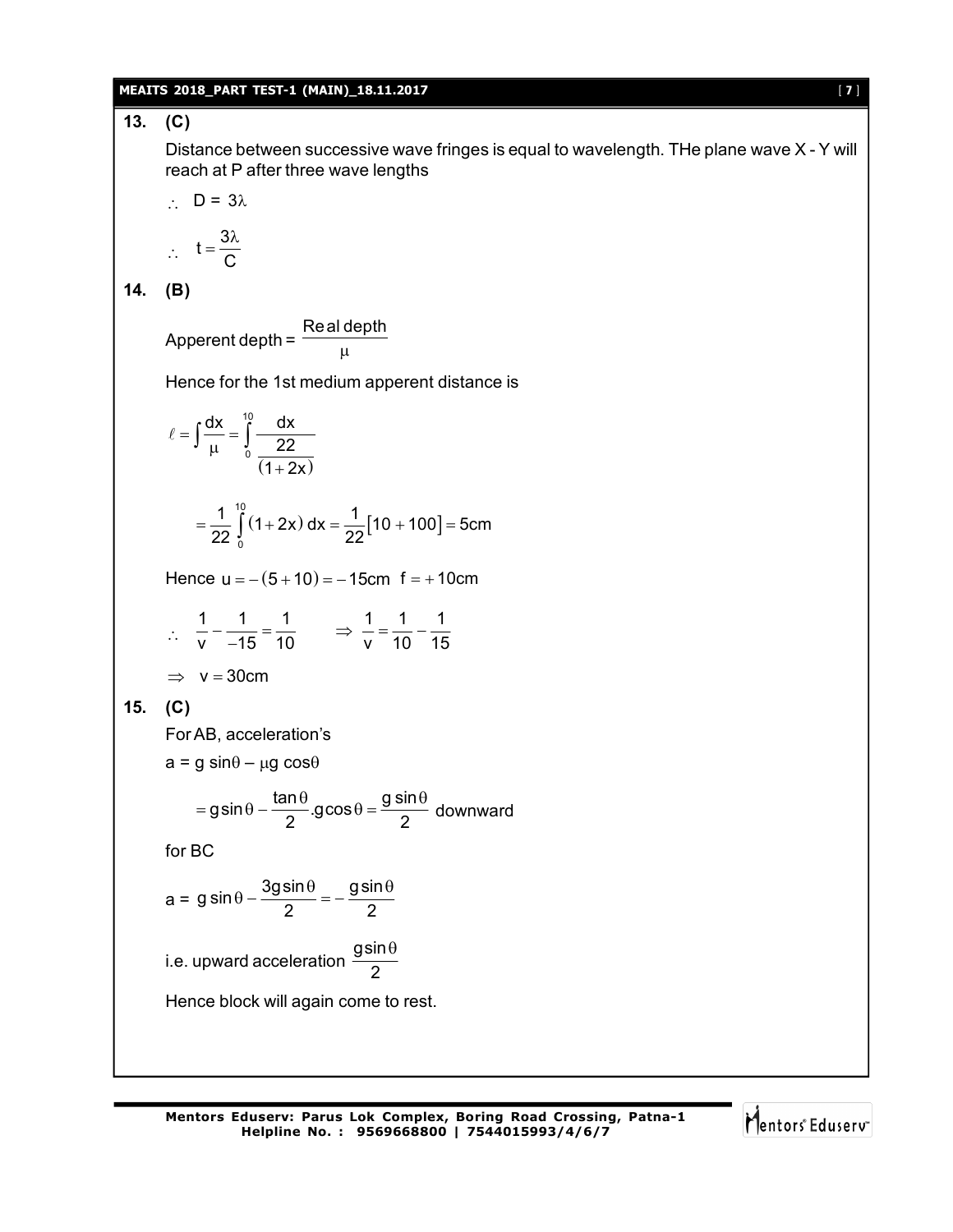**13. (C)**

Distance between successive wave fringes is equal to wavelength. THe plane wave X - Y will reach at P after three wave lengths

$\therefore \; D = 3\lambda$

$\therefore \; t = \dfrac{3\lambda}{C}$

**14. (B)**

Apperent depth = $\dfrac{\text{Real depth}}{\mu}$

Hence for the 1st medium apperent distance is

$$\ell = \int \frac{dx}{\mu} = \int_0^{10} \frac{dx}{\frac{22}{(1+2x)}}$$

$$= \frac{1}{22}\int_0^{10}(1+2x)\,dx = \frac{1}{22}\left[10+100\right] = 5\text{cm}$$

Hence $u = -(5+10) = -15\text{cm} \;\; f = +10\text{cm}$

$\therefore \; \dfrac{1}{v} - \dfrac{1}{-15} = \dfrac{1}{10} \qquad \Rightarrow \; \dfrac{1}{v} = \dfrac{1}{10} - \dfrac{1}{15}$

$\Rightarrow \; v = 30\text{cm}$

**15. (C)**

For AB, acceleration's

$a = g\sin\theta - \mu g\cos\theta$

$$= g\sin\theta - \frac{\tan\theta}{2}.g\cos\theta = \frac{g\sin\theta}{2} \text{ downward}$$

for BC

$a = g\sin\theta - \dfrac{3g\sin\theta}{2} = -\dfrac{g\sin\theta}{2}$

i.e. upward acceleration $\dfrac{g\sin\theta}{2}$

Hence block will again come to rest.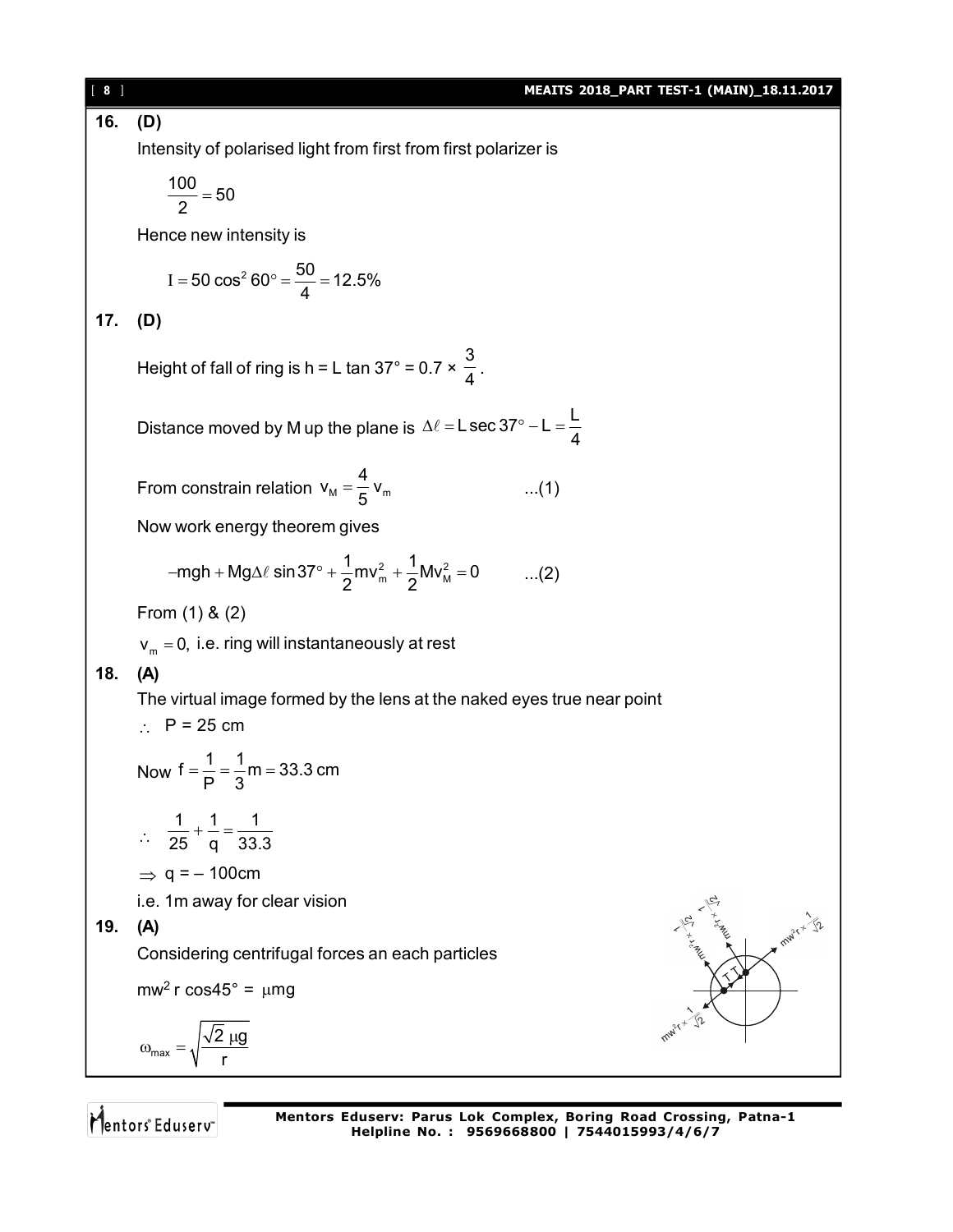**16. (D)**

Intensity of polarised light from first from first polarizer is

$$\frac{100}{2} = 50$$

Hence new intensity is

$$I = 50\cos^2 60° = \frac{50}{4} = 12.5\%$$

**17. (D)**

Height of fall of ring is h = L tan 37° = 0.7 × $\frac{3}{4}$.

Distance moved by M up the plane is $\Delta\ell = L\sec 37° - L = \frac{L}{4}$

From constrain relation $v_M = \frac{4}{5}v_m$ ...(1)

Now work energy theorem gives

$$-mgh + Mg\Delta\ell\sin 37° + \frac{1}{2}mv_m^2 + \frac{1}{2}Mv_M^2 = 0 \quad ...(2)$$

From (1) & (2)

$v_m = 0,$ i.e. ring will instantaneously at rest

**18. (A)**

The virtual image formed by the lens at the naked eyes true near point

$\therefore$ P = 25 cm

Now $f = \frac{1}{P} = \frac{1}{3}m = 33.3$ cm

$$\therefore \quad \frac{1}{25} + \frac{1}{q} = \frac{1}{33.3}$$

$\Rightarrow$ q = – 100cm

i.e. 1m away for clear vision

**19. (A)**

Considering centrifugal forces an each particles

$m w^2 r\cos 45° = \mu mg$

$$\omega_{max} = \sqrt{\frac{\sqrt{2}\,\mu g}{r}}$$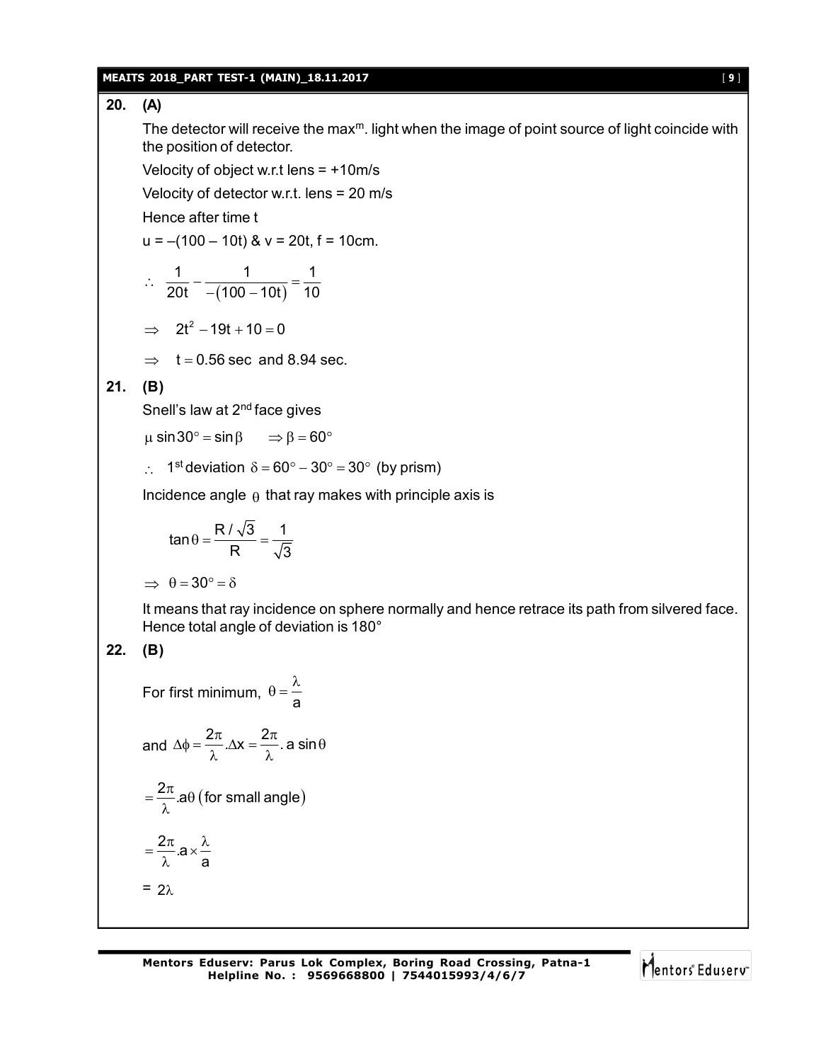**20. (A)**

The detector will receive the max$^m$. light when the image of point source of light coincide with the position of detector.

Velocity of object w.r.t lens = +10m/s

Velocity of detector w.r.t. lens = 20 m/s

Hence after time t

u = –(100 – 10t) & v = 20t, f = 10cm.

$$\therefore \ \frac{1}{20t} - \frac{1}{-(100-10t)} = \frac{1}{10}$$

$$\Rightarrow \ 2t^2 - 19t + 10 = 0$$

$$\Rightarrow \ t = 0.56 \text{ sec and } 8.94 \text{ sec.}$$

**21. (B)**

Snell's law at 2$^{nd}$ face gives

$\mu \sin 30° = \sin\beta \qquad \Rightarrow \beta = 60°$

$\therefore$ 1$^{st}$ deviation $\delta = 60° - 30° = 30°$ (by prism)

Incidence angle $\theta$ that ray makes with principle axis is

$$\tan\theta = \frac{R/\sqrt{3}}{R} = \frac{1}{\sqrt{3}}$$

$\Rightarrow \ \theta = 30° = \delta$

It means that ray incidence on sphere normally and hence retrace its path from silvered face. Hence total angle of deviation is 180°

**22. (B)**

For first minimum, $\theta = \dfrac{\lambda}{a}$

and $\Delta\phi = \dfrac{2\pi}{\lambda}.\Delta x = \dfrac{2\pi}{\lambda}.\, a\sin\theta$

$= \dfrac{2\pi}{\lambda}.a\theta$ (for small angle)

$= \dfrac{2\pi}{\lambda}.a \times \dfrac{\lambda}{a}$

$= 2\lambda$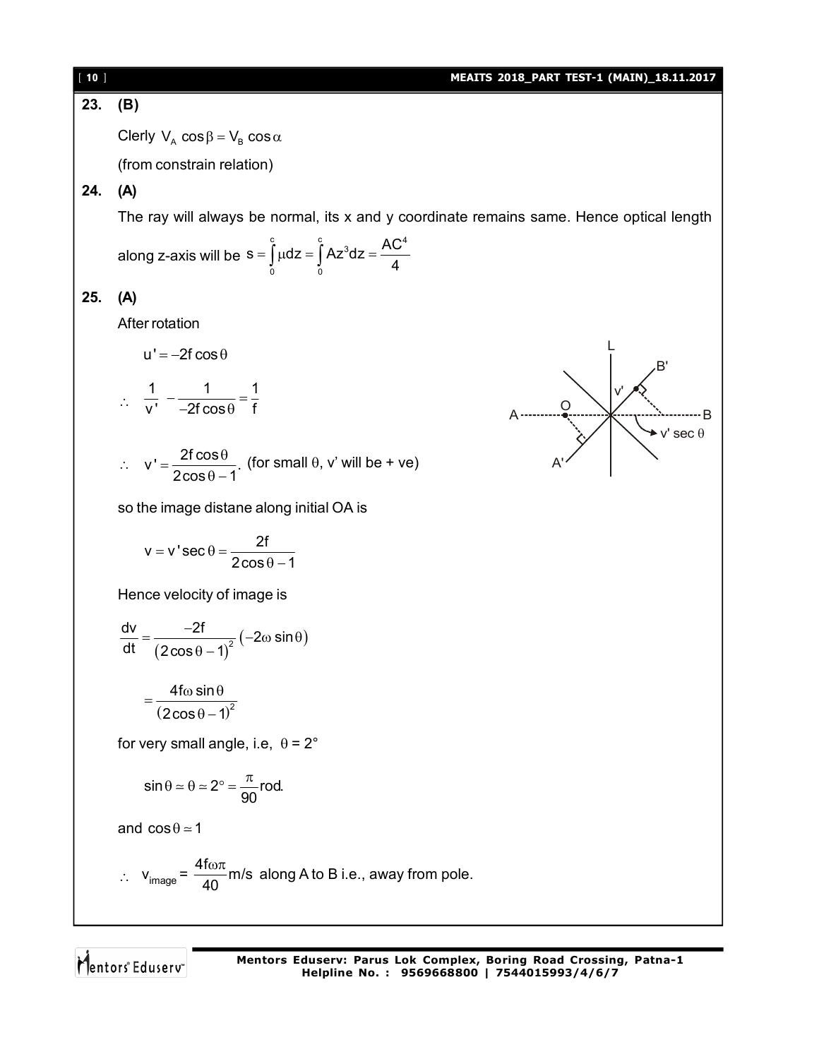**23. (B)**

Clerly $V_A \cos\beta = V_B \cos\alpha$

(from constrain relation)

**24. (A)**

The ray will always be normal, its x and y coordinate remains same. Hence optical length along z-axis will be $s = \int_0^c \mu dz = \int_0^c Az^3 dz = \frac{AC^4}{4}$

**25. (A)**

After rotation

$$u' = -2f\cos\theta$$

$$\therefore \quad \frac{1}{v'} - \frac{1}{-2f\cos\theta} = \frac{1}{f}$$

$$\therefore \quad v' = \frac{2f\cos\theta}{2\cos\theta - 1}.$$ (for small $\theta$, v' will be + ve)

so the image distane along initial OA is

$$v = v'\sec\theta = \frac{2f}{2\cos\theta - 1}$$

Hence velocity of image is

$$\frac{dv}{dt} = \frac{-2f}{(2\cos\theta - 1)^2}(-2\omega\sin\theta)$$

$$= \frac{4f\omega\sin\theta}{(2\cos\theta - 1)^2}$$

for very small angle, i.e, $\theta = 2°$

$$\sin\theta \simeq \theta \simeq 2° = \frac{\pi}{90}\text{rod.}$$

and $\cos\theta \simeq 1$

$\therefore \quad v_{image} = \frac{4f\omega\pi}{40}$ m/s along A to B i.e., away from pole.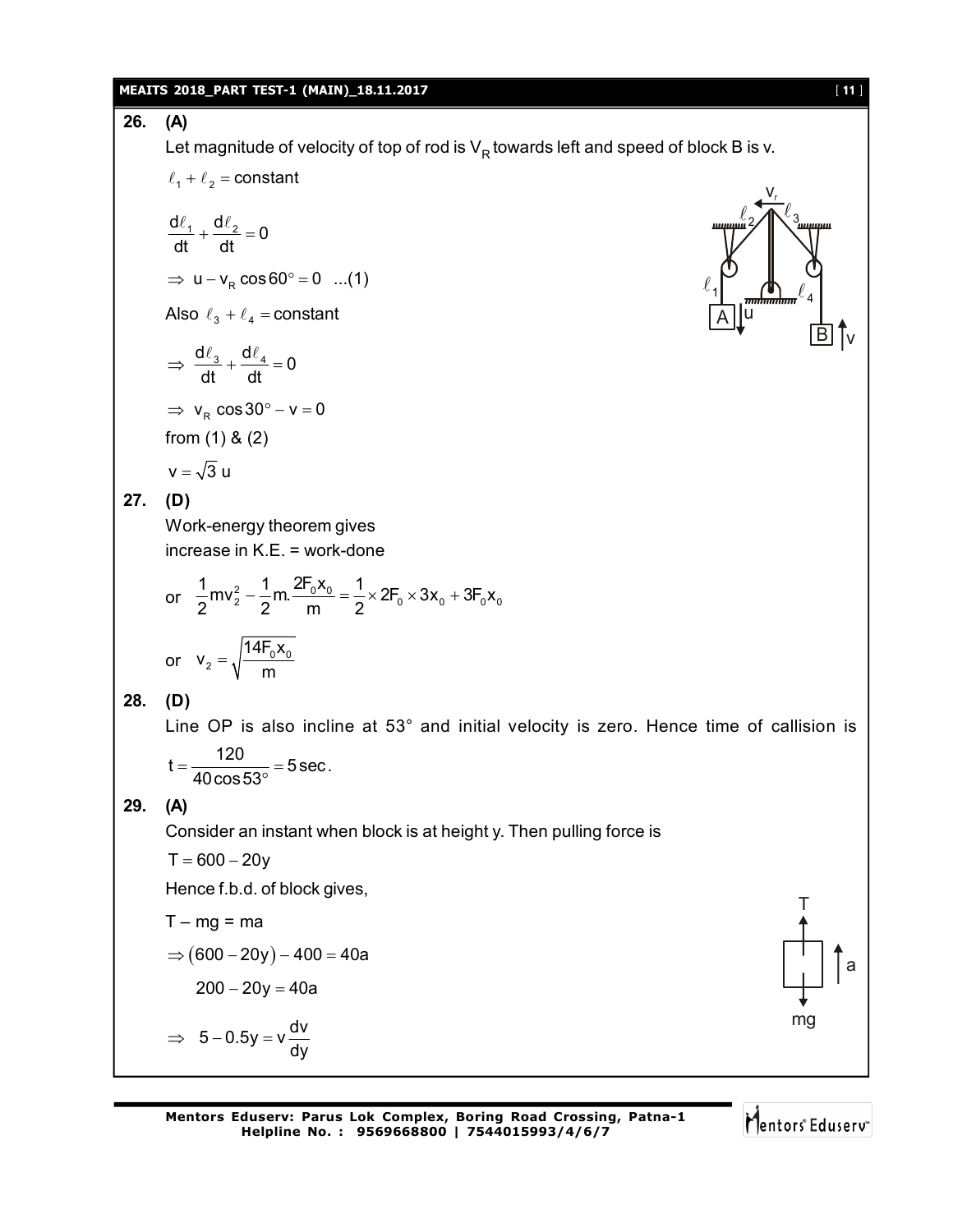**26. (A)**

Let magnitude of velocity of top of rod is $V_R$ towards left and speed of block B is v.

$\ell_1 + \ell_2 = \text{constant}$

$$\frac{d\ell_1}{dt} + \frac{d\ell_2}{dt} = 0$$

$\Rightarrow u - v_R \cos 60° = 0 \quad ...(1)$

Also $\ell_3 + \ell_4 = \text{constant}$

$$\Rightarrow \frac{d\ell_3}{dt} + \frac{d\ell_4}{dt} = 0$$

$\Rightarrow v_R \cos 30° - v = 0$

from (1) & (2)

$v = \sqrt{3}\, u$

**27. (D)**

Work-energy theorem gives

increase in K.E. = work-done

or $\frac{1}{2}mv_2^2 - \frac{1}{2}m.\frac{2F_0x_0}{m} = \frac{1}{2} \times 2F_0 \times 3x_0 + 3F_0x_0$

or $v_2 = \sqrt{\frac{14F_0x_0}{m}}$

**28. (D)**

Line OP is also incline at 53° and initial velocity is zero. Hence time of callision is $t = \frac{120}{40\cos 53°} = 5\,\text{sec}$.

**29. (A)**

Consider an instant when block is at height y. Then pulling force is

$T = 600 - 20y$

Hence f.b.d. of block gives,

$T - mg = ma$

$\Rightarrow (600 - 20y) - 400 = 40a$

$200 - 20y = 40a$

$\Rightarrow 5 - 0.5y = v\frac{dv}{dy}$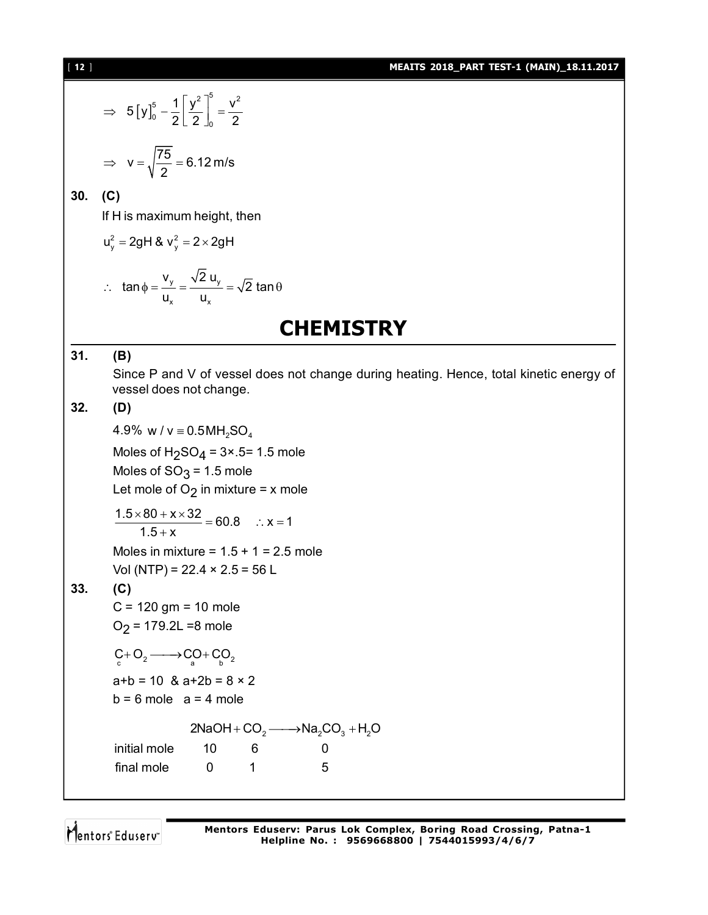$$\Rightarrow \quad 5\left[y\right]_0^5 - \frac{1}{2}\left[\frac{y^2}{2}\right]_0^5 = \frac{v^2}{2}$$

$$\Rightarrow \quad v = \sqrt{\frac{75}{2}} = 6.12\,\text{m/s}$$

**30. (C)**

If H is maximum height, then

$u_y^2 = 2gH$ & $v_y^2 = 2 \times 2gH$

$$\therefore \quad \tan\phi = \frac{v_y}{u_x} = \frac{\sqrt{2}\,u_y}{u_x} = \sqrt{2}\,\tan\theta$$

# CHEMISTRY

**31. (B)**

Since P and V of vessel does not change during heating. Hence, total kinetic energy of vessel does not change.

**32. (D)**

$4.9\%\ w/v \equiv 0.5MH_2SO_4$

Moles of $H_2SO_4$ = 3×.5= 1.5 mole

Moles of $SO_3$ = 1.5 mole

Let mole of $O_2$ in mixture = x mole

$$\frac{1.5 \times 80 + x \times 32}{1.5 + x} = 60.8 \quad \therefore x = 1$$

Moles in mixture = 1.5 + 1 = 2.5 mole

Vol (NTP) = 22.4 × 2.5 = 56 L

**33. (C)**

C = 120 gm = 10 mole

$O_2$ = 179.2L =8 mole

$$\underset{c}{C} + O_2 \longrightarrow \underset{a}{CO} + \underset{b}{CO_2}$$

a+b = 10 & a+2b = 8 × 2

b = 6 mole  a = 4 mole

| | $2NaOH$ | $+\ CO_2 \longrightarrow$ | $Na_2CO_3 + H_2O$ |
|---|---|---|---|
| initial mole | 10 | 6 | 0 |
| final mole | 0 | 1 | 5 |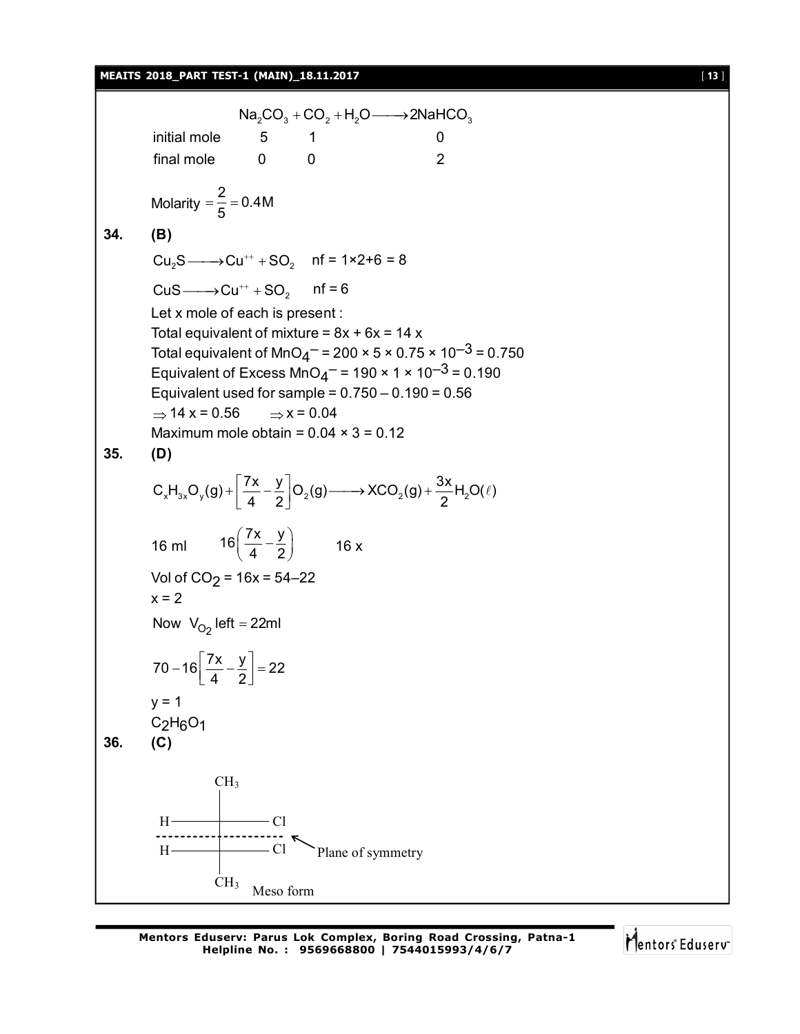$$Na_2CO_3 + CO_2 + H_2O \longrightarrow 2NaHCO_3$$

| | $Na_2CO_3$ | $CO_2$ | | $2NaHCO_3$ |
|---|---|---|---|---|
| initial mole | 5 | 1 | | 0 |
| final mole | 0 | 0 | | 2 |

$$\text{Molarity} = \frac{2}{5} = 0.4M$$

**34. (B)**

$Cu_2S \longrightarrow Cu^{++} + SO_2$ nf = 1×2+6 = 8

$CuS \longrightarrow Cu^{++} + SO_2$ nf = 6

Let x mole of each is present :

Total equivalent of mixture = 8x + 6x = 14 x

Total equivalent of $MnO_4^-$ = 200 × 5 × 0.75 × $10^{-3}$ = 0.750

Equivalent of Excess $MnO_4^-$ = 190 × 1 × $10^{-3}$ = 0.190

Equivalent used for sample = 0.750 – 0.190 = 0.56

$\Rightarrow$ 14 x = 0.56 $\Rightarrow$ x = 0.04

Maximum mole obtain = 0.04 × 3 = 0.12

**35. (D)**

$$C_xH_{3x}O_y(g) + \left[\frac{7x}{4} - \frac{y}{2}\right]O_2(g) \longrightarrow XCO_2(g) + \frac{3x}{2}H_2O(\ell)$$

16 ml $\quad 16\left(\frac{7x}{4} - \frac{y}{2}\right) \quad$ 16 x

Vol of $CO_2$ = 16x = 54–22

x = 2

Now $V_{O_2}$ left = 22ml

$$70 - 16\left[\frac{7x}{4} - \frac{y}{2}\right] = 22$$

y = 1

$C_2H_6O_1$

**36. (C)**

```
          CH3
           |
    H -----+----- Cl
 - - - - - - - - - - - -  <-- Plane of symmetry
    H -----+----- Cl
           |
          CH3     Meso form
```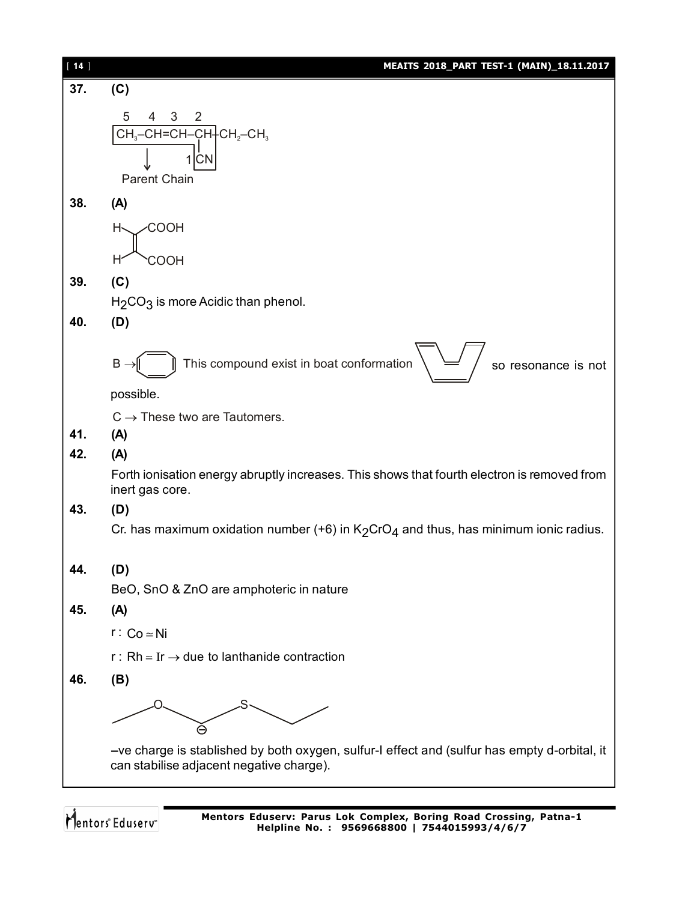**37.** **(C)**

```
 5   4   3   2
CH3–CH=CH–CH–CH2–CH3
             |
            1CN
   ↓
Parent Chain
```

**38.** **(A)**

```
H   COOH
 \ /
  C
  ||
  C
 / \
H   COOH
```

**39.** **(C)**

$H_2CO_3$ is more Acidic than phenol.

**40.** **(D)**

B → (cyclooctatetraene) This compound exist in boat conformation so resonance is not possible.

C → These two are Tautomers.

**41.** **(A)**

**42.** **(A)**

Forth ionisation energy abruptly increases. This shows that fourth electron is removed from inert gas core.

**43.** **(D)**

Cr. has maximum oxidation number (+6) in $K_2CrO_4$ and thus, has minimum ionic radius.

**44.** **(D)**

BeO, SnO & ZnO are amphoteric in nature

**45.** **(A)**

r : $Co \simeq Ni$

r : $Rh \simeq Ir$ → due to lanthanide contraction

**46.** **(B)**

$CH_3CH_2–O–\overset{\ominus}{C}H–S–CH_2CH_3$

–ve charge is stablished by both oxygen, sulfur-I effect and (sulfur has empty d-orbital, it can stabilise adjacent negative charge).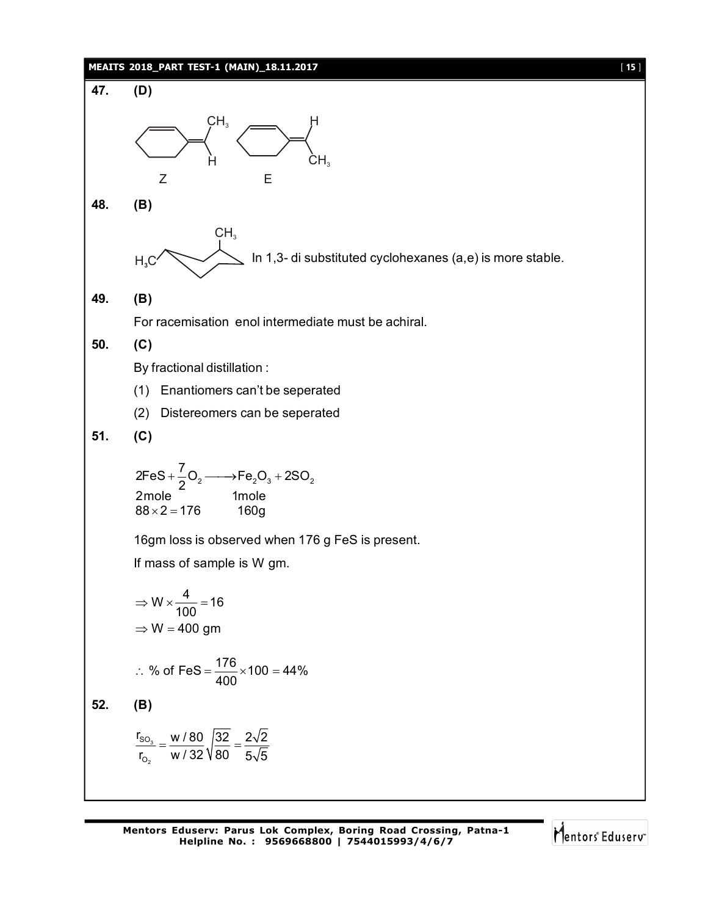**47. (D)**

Z E

**48. (B)**

In 1,3- di substituted cyclohexanes (a,e) is more stable.

**49. (B)**

For racemisation enol intermediate must be achiral.

**50. (C)**

By fractional distillation :

(1) Enantiomers can't be seperated

(2) Distereomers can be seperated

**51. (C)**

$$2FeS + \frac{7}{2}O_2 \longrightarrow Fe_2O_3 + 2SO_2$$

2mole 1mole

$88 \times 2 = 176$ 160g

16gm loss is observed when 176 g FeS is present.

If mass of sample is W gm.

$$\Rightarrow W \times \frac{4}{100} = 16$$
$$\Rightarrow W = 400 \text{ gm}$$

$$\therefore \% \text{ of FeS} = \frac{176}{400} \times 100 = 44\%$$

**52. (B)**

$$\frac{r_{SO_3}}{r_{O_2}} = \frac{w/80}{w/32}\sqrt{\frac{32}{80}} = \frac{2\sqrt{2}}{5\sqrt{5}}$$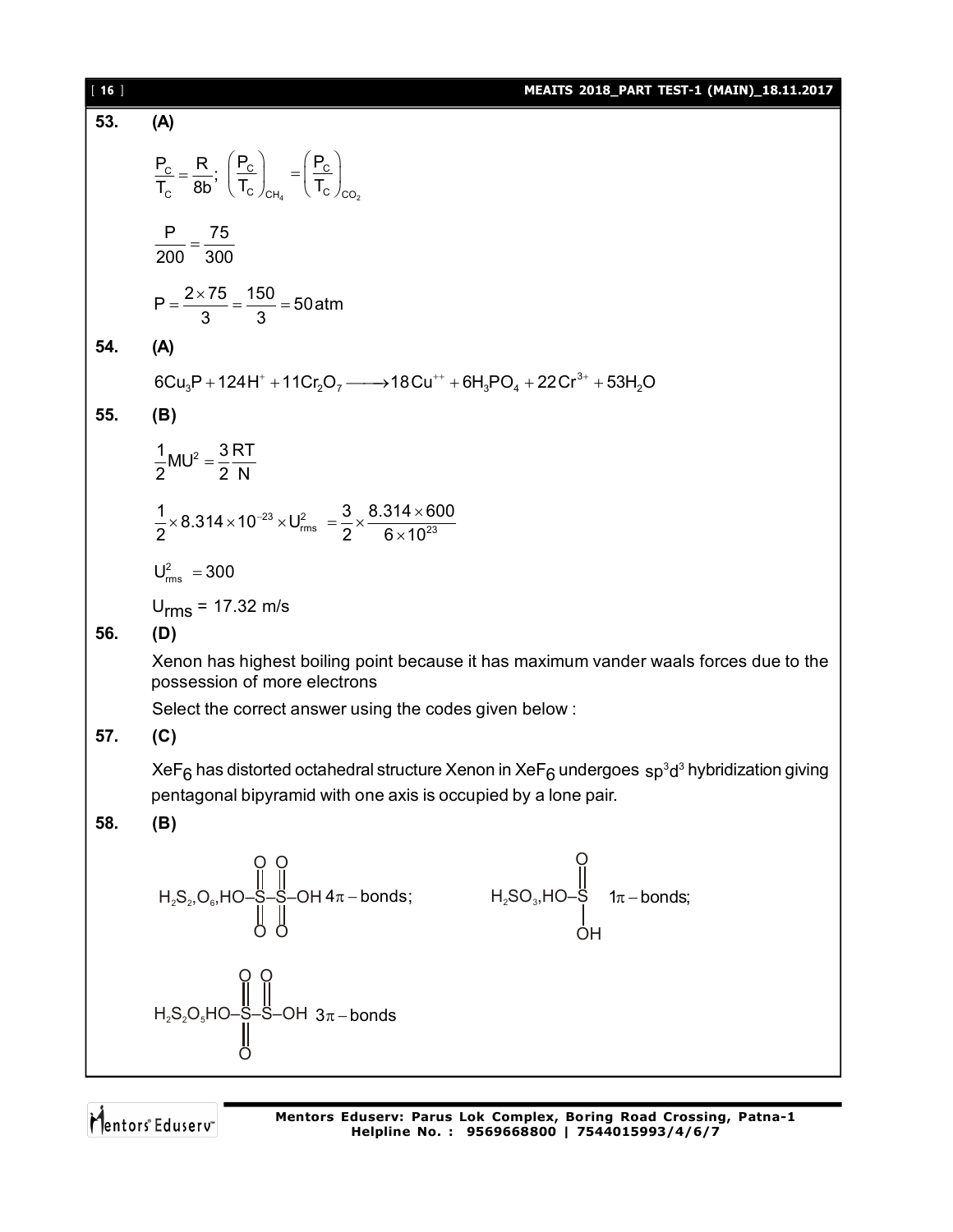**53. (A)**

$$\frac{P_C}{T_C} = \frac{R}{8b};\ \left(\frac{P_C}{T_C}\right)_{CH_4} = \left(\frac{P_C}{T_C}\right)_{CO_2}$$

$$\frac{P}{200} = \frac{75}{300}$$

$$P = \frac{2 \times 75}{3} = \frac{150}{3} = 50\,\text{atm}$$

**54. (A)**

$$6Cu_3P + 124H^+ + 11Cr_2O_7 \longrightarrow 18Cu^{++} + 6H_3PO_4 + 22Cr^{3+} + 53H_2O$$

**55. (B)**

$$\frac{1}{2}MU^2 = \frac{3}{2}\frac{RT}{N}$$

$$\frac{1}{2} \times 8.314 \times 10^{-23} \times U_{rms}^2 = \frac{3}{2} \times \frac{8.314 \times 600}{6 \times 10^{23}}$$

$$U_{rms}^2 = 300$$

$U_{rms}$ = 17.32 m/s

**56. (D)**

Xenon has highest boiling point because it has maximum vander waals forces due to the possession of more electrons

Select the correct answer using the codes given below :

**57. (C)**

$XeF_6$ has distorted octahedral structure Xenon in $XeF_6$ undergoes $sp^3d^3$ hybridization giving pentagonal bipyramid with one axis is occupied by a lone pair.

**58. (B)**

$H_2S_2O_6$, HO–S(=O)(=O)–S(=O)(=O)–OH $4\pi-$bonds;

$H_2SO_3$, HO–S(=O)–OH $1\pi-$bonds;

$H_2S_2O_5$ HO–S(=O)(=O)–S(=O)–OH $3\pi-$bonds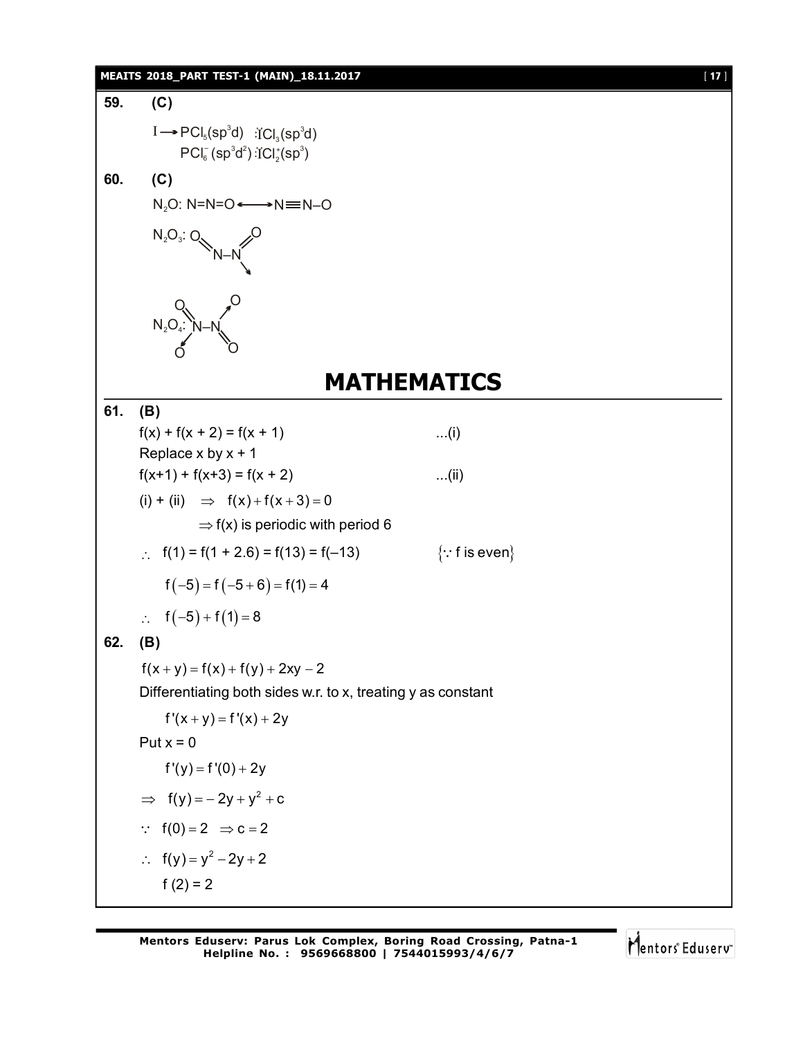**59. (C)**

$I \longrightarrow PCl_5(sp^3d)$ $\ddot{I}Cl_3(sp^3d)$
$PCl_6^-(sp^3d^2)$ $\ddot{I}Cl_2^+(sp^3)$

**60. (C)**

$N_2O$: N=N=O $\longleftrightarrow$ N$\equiv$N–O

$N_2O_3$: O=N–N(=O)→O

$N_2O_4$: (O=)(O←)N–N(→O)(=O)

# MATHEMATICS

**61. (B)**

f(x) + f(x + 2) = f(x + 1) ...(i)

Replace x by x + 1

f(x+1) + f(x+3) = f(x + 2) ...(ii)

(i) + (ii) $\Rightarrow$ $f(x)+f(x+3)=0$

$\Rightarrow$ f(x) is periodic with period 6

$\therefore$ f(1) = f(1 + 2.6) = f(13) = f(–13) $\{\because$ f is even$\}$

$f(-5)=f(-5+6)=f(1)=4$

$\therefore$ $f(-5)+f(1)=8$

**62. (B)**

$f(x+y)=f(x)+f(y)+2xy-2$

Differentiating both sides w.r. to x, treating y as constant

$f'(x+y)=f'(x)+2y$

Put x = 0

$f'(y)=f'(0)+2y$

$\Rightarrow$ $f(y)=-2y+y^2+c$

$\because$ $f(0)=2$ $\Rightarrow c=2$

$\therefore$ $f(y)=y^2-2y+2$

f (2) = 2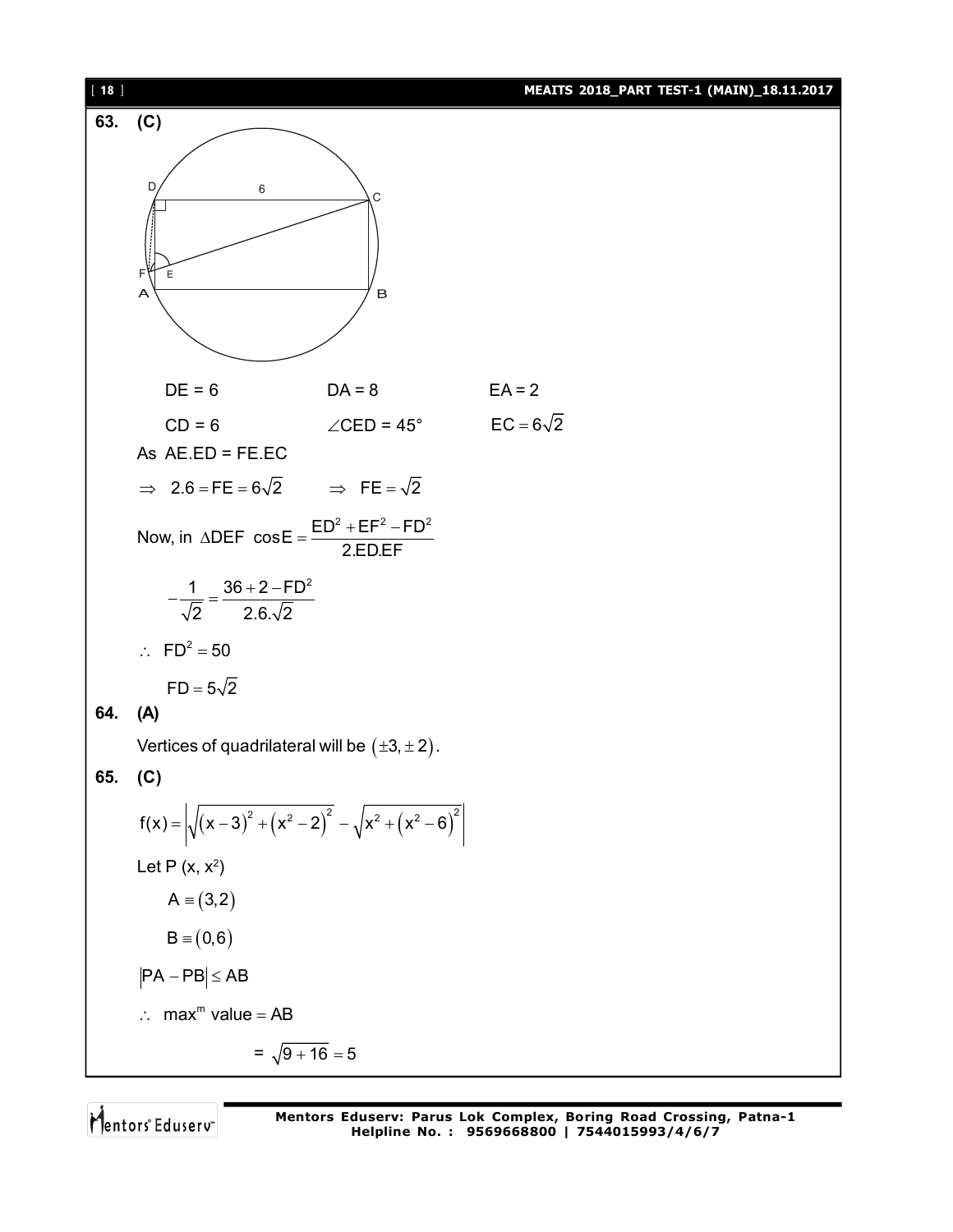**63. (C)**

DE = 6 &nbsp;&nbsp;&nbsp;&nbsp;&nbsp;&nbsp; DA = 8 &nbsp;&nbsp;&nbsp;&nbsp;&nbsp;&nbsp; EA = 2

CD = 6 &nbsp;&nbsp;&nbsp;&nbsp;&nbsp;&nbsp; $\angle CED = 45°$ &nbsp;&nbsp;&nbsp;&nbsp;&nbsp;&nbsp; $EC = 6\sqrt{2}$

As AE.ED = FE.EC

$\Rightarrow \quad 2.6 = FE = 6\sqrt{2} \qquad \Rightarrow \quad FE = \sqrt{2}$

Now, in $\Delta DEF$ $\cos E = \dfrac{ED^2 + EF^2 - FD^2}{2.ED.EF}$

$$-\frac{1}{\sqrt{2}} = \frac{36 + 2 - FD^2}{2.6.\sqrt{2}}$$

$\therefore \quad FD^2 = 50$

$FD = 5\sqrt{2}$

**64. (A)**

Vertices of quadrilateral will be $(\pm 3, \pm 2)$.

**65. (C)**

$$f(x) = \left|\sqrt{(x-3)^2 + (x^2-2)^2} - \sqrt{x^2 + (x^2-6)^2}\right|$$

Let P $(x, x^2)$

$A \equiv (3,2)$

$B \equiv (0,6)$

$|PA - PB| \le AB$

$\therefore \quad \max^m$ value $= AB$

$= \sqrt{9+16} = 5$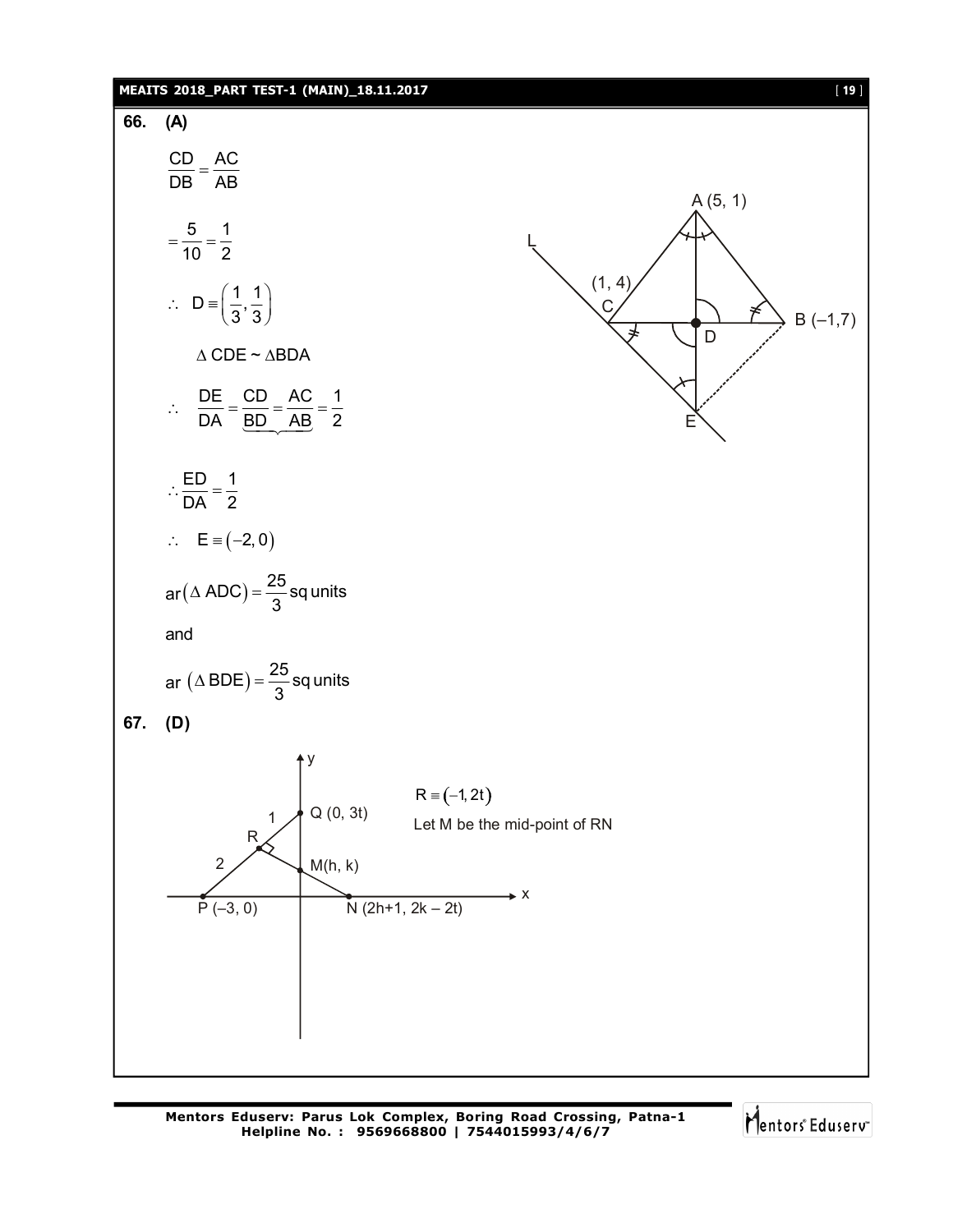**66. (A)**

$$\frac{CD}{DB} = \frac{AC}{AB}$$

$$= \frac{5}{10} = \frac{1}{2}$$

$$\therefore \; D \equiv \left(\frac{1}{3}, \frac{1}{3}\right)$$

$$\Delta\, CDE \sim \Delta BDA$$

$$\therefore \quad \frac{DE}{DA} = \underbrace{\frac{CD}{BD} = \frac{AC}{AB}}= \frac{1}{2}$$

$$\therefore \frac{ED}{DA} = \frac{1}{2}$$

$$\therefore \quad E \equiv (-2, 0)$$

$$ar(\Delta\, ADC) = \frac{25}{3} \text{ sq units}$$

and

$$ar\,(\Delta\, BDE) = \frac{25}{3} \text{ sq units}$$

A (5, 1), B (–1,7), C (1, 4), D, E, L

**67. (D)**

$R \equiv (-1, 2t)$

Let M be the mid-point of RN

P (–3, 0), Q (0, 3t), R, M(h, k), N (2h+1, 2k – 2t), 1, 2, x, y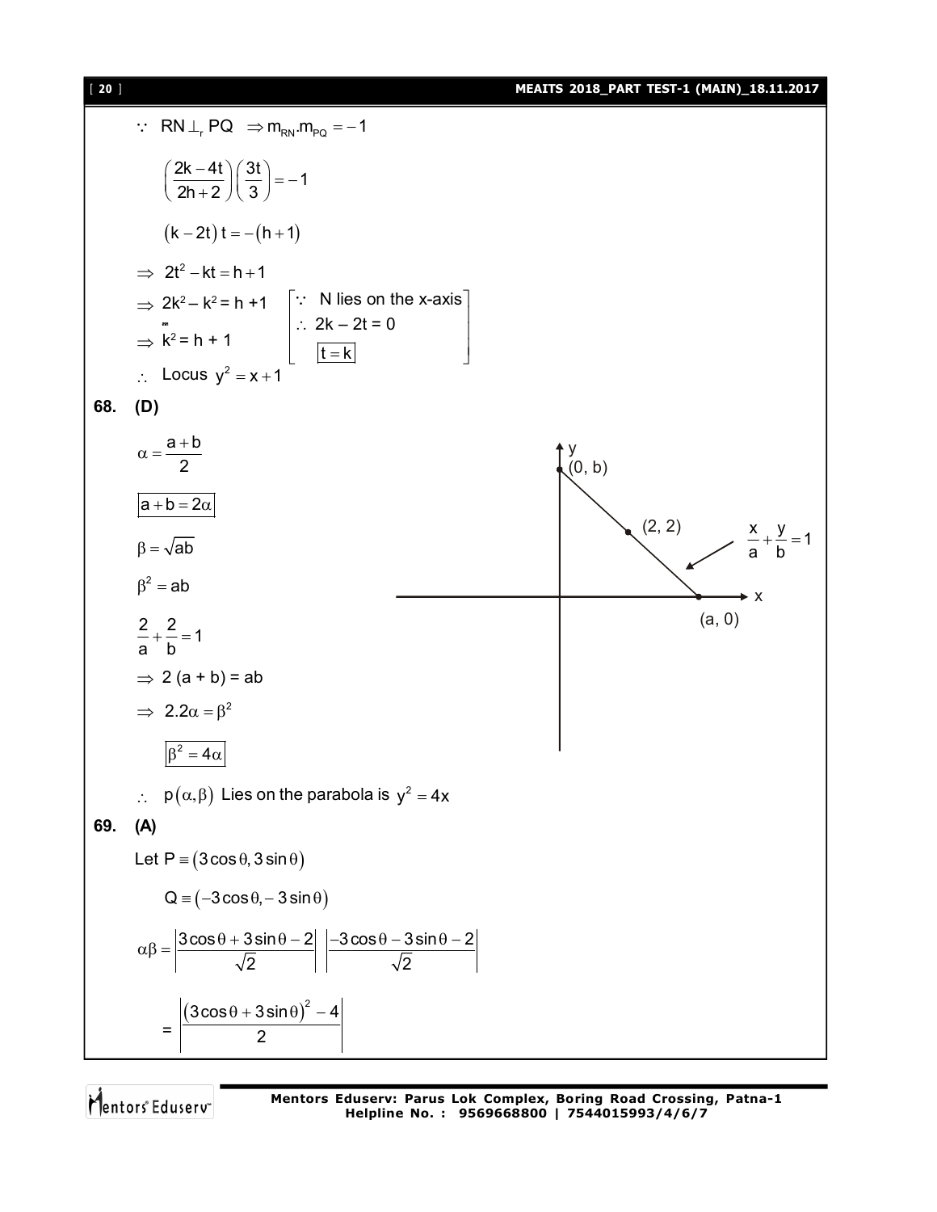$\because$ $RN \perp_r PQ \Rightarrow m_{RN}.m_{PQ} = -1$

$$\left(\frac{2k-4t}{2h+2}\right)\left(\frac{3t}{3}\right) = -1$$

$$(k-2t)\,t = -(h+1)$$

$$\Rightarrow 2t^2 - kt = h+1$$

$\Rightarrow 2k^2 - k^2 = h + 1$ $\quad \left[\because \text{ N lies on the x-axis} \quad \therefore 2k - 2t = 0 \quad \boxed{t = k}\right]$

$\Rightarrow k^2 = h + 1$

$\therefore$ Locus $y^2 = x + 1$

**68. (D)**

$$\alpha = \frac{a+b}{2}$$

$$\boxed{a+b = 2\alpha}$$

$$\beta = \sqrt{ab}$$

$$\beta^2 = ab$$

$$\frac{2}{a} + \frac{2}{b} = 1$$

$$\Rightarrow 2(a+b) = ab$$

$$\Rightarrow 2.2\alpha = \beta^2$$

$$\boxed{\beta^2 = 4\alpha}$$

$\therefore$ $p(\alpha, \beta)$ Lies on the parabola is $y^2 = 4x$

(Figure: line $\frac{x}{a} + \frac{y}{b} = 1$ through $(0, b)$, $(2, 2)$ and $(a, 0)$.)

**69. (A)**

Let $P \equiv (3\cos\theta, 3\sin\theta)$

$Q \equiv (-3\cos\theta, -3\sin\theta)$

$$\alpha\beta = \left|\frac{3\cos\theta + 3\sin\theta - 2}{\sqrt{2}}\right| \left|\frac{-3\cos\theta - 3\sin\theta - 2}{\sqrt{2}}\right|$$

$$= \left|\frac{(3\cos\theta + 3\sin\theta)^2 - 4}{2}\right|$$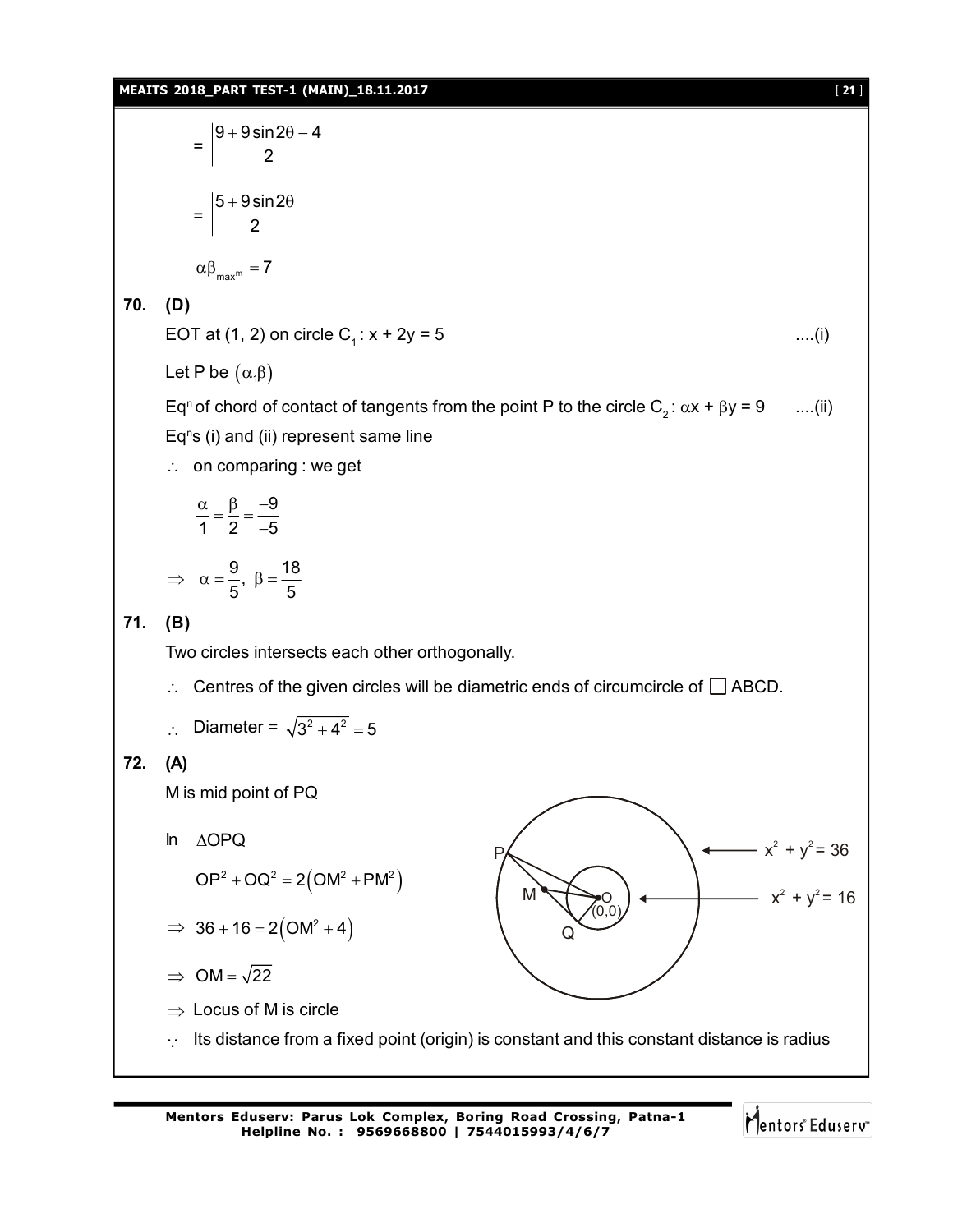$$= \left|\frac{9+9\sin 2\theta - 4}{2}\right|$$

$$= \left|\frac{5+9\sin 2\theta}{2}\right|$$

$$\alpha\beta_{max^m} = 7$$

**70. (D)**

EOT at (1, 2) on circle $C_1$ : x + 2y = 5 ....(i)

Let P be $(\alpha, \beta)$

Eq$^n$ of chord of contact of tangents from the point P to the circle $C_2$ : $\alpha x + \beta y = 9$ ....(ii)

Eq$^n$s (i) and (ii) represent same line

$\therefore$ on comparing : we get

$$\frac{\alpha}{1} = \frac{\beta}{2} = \frac{-9}{-5}$$

$$\Rightarrow \alpha = \frac{9}{5},\ \beta = \frac{18}{5}$$

**71. (B)**

Two circles intersects each other orthogonally.

$\therefore$ Centres of the given circles will be diametric ends of circumcircle of $\square$ ABCD.

$\therefore$ Diameter = $\sqrt{3^2+4^2} = 5$

**72. (A)**

M is mid point of PQ

In $\Delta OPQ$

$$OP^2 + OQ^2 = 2\left(OM^2 + PM^2\right)$$

$$\Rightarrow 36 + 16 = 2\left(OM^2 + 4\right)$$

$$\Rightarrow OM = \sqrt{22}$$

$\Rightarrow$ Locus of M is circle

$\because$ Its distance from a fixed point (origin) is constant and this constant distance is radius

P, M, Q, O (0,0); $x^2 + y^2 = 36$; $x^2 + y^2 = 16$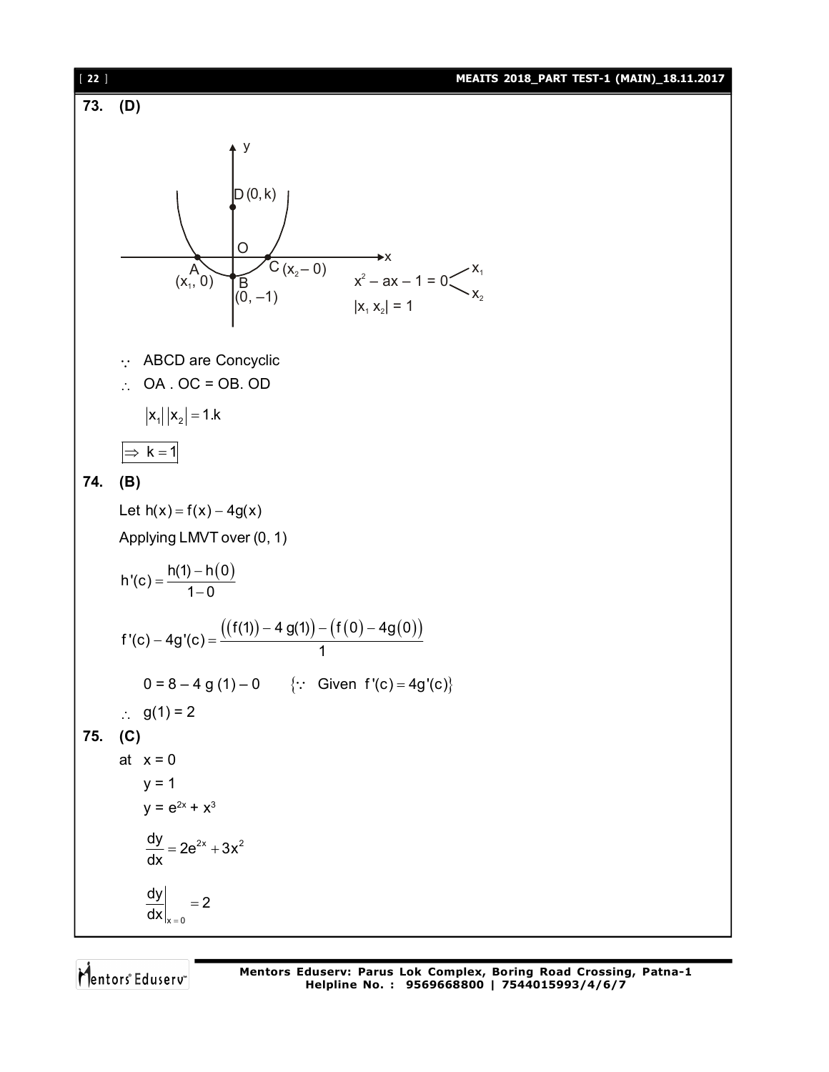**73. (D)**

$x^2 - ax - 1 = 0$ with roots $x_1$, $x_2$

$|x_1 x_2| = 1$

$\because$ ABCD are Concyclic

$\therefore$ OA . OC = OB. OD

$$|x_1||x_2| = 1.k$$

$$\boxed{\Rightarrow k = 1}$$

**74. (B)**

Let $h(x) = f(x) - 4g(x)$

Applying LMVT over (0, 1)

$$h'(c) = \frac{h(1) - h(0)}{1 - 0}$$

$$f'(c) - 4g'(c) = \frac{((f(1)) - 4\,g(1)) - (f(0) - 4g(0))}{1}$$

$0 = 8 - 4\,g(1) - 0 \qquad \{\because \text{ Given } f'(c) = 4g'(c)\}$

$\therefore$ g(1) = 2

**75. (C)**

at $x = 0$

$y = 1$

$y = e^{2x} + x^3$

$$\frac{dy}{dx} = 2e^{2x} + 3x^2$$

$$\left.\frac{dy}{dx}\right|_{x=0} = 2$$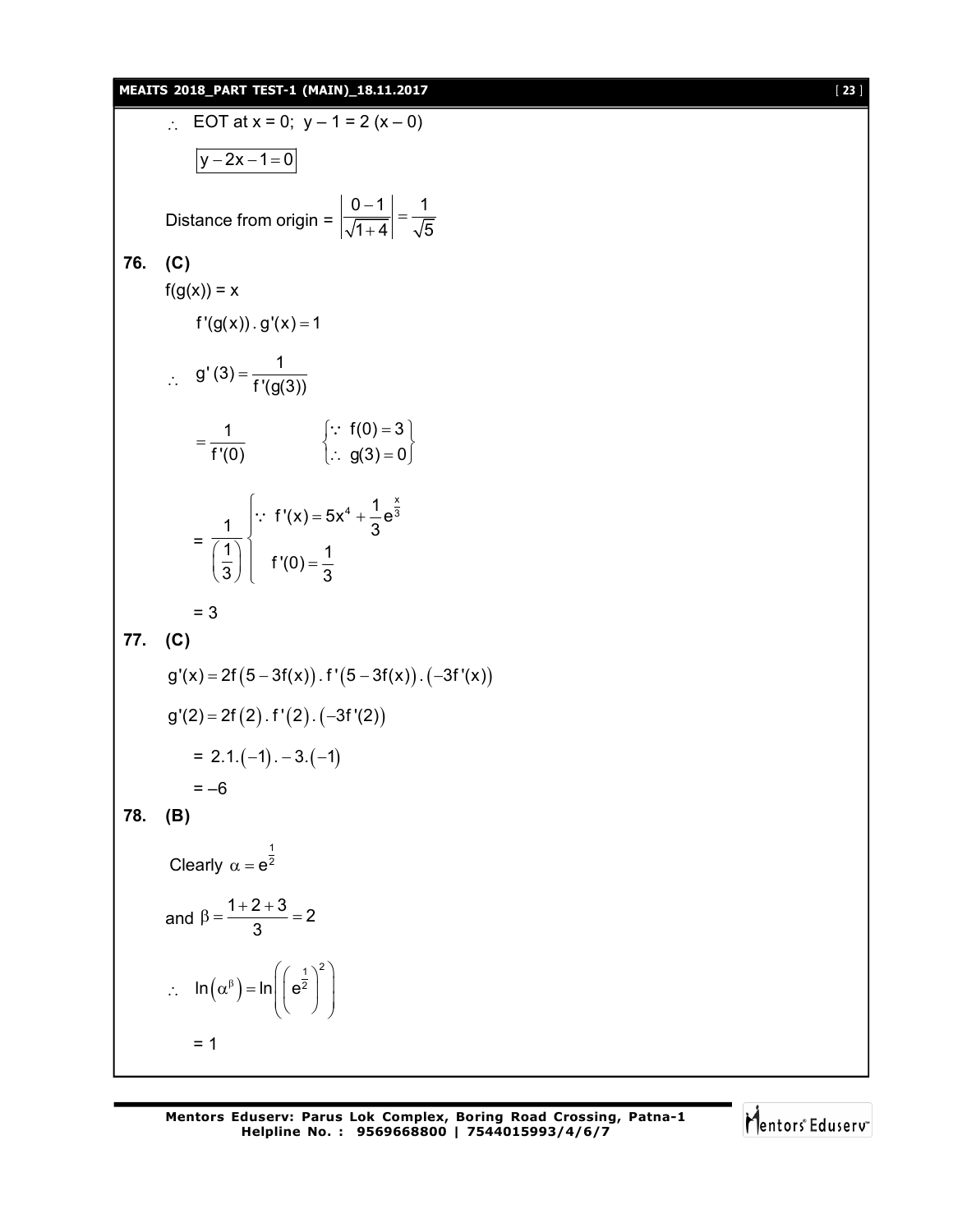$\therefore$ EOT at x = 0; $y - 1 = 2(x - 0)$

$$\boxed{y - 2x - 1 = 0}$$

Distance from origin = $\left|\frac{0-1}{\sqrt{1+4}}\right| = \frac{1}{\sqrt{5}}$

**76. (C)**

$f(g(x)) = x$

$$f'(g(x)) \cdot g'(x) = 1$$

$$\therefore \quad g'(3) = \frac{1}{f'(g(3))}$$

$$= \frac{1}{f'(0)} \qquad \left\{\begin{array}{l} \because \ f(0) = 3 \\ \therefore \ g(3) = 0 \end{array}\right\}$$

$$= \frac{1}{\left(\frac{1}{3}\right)} \left\{\begin{array}{l} \because \ f'(x) = 5x^4 + \frac{1}{3}e^{\frac{x}{3}} \\ \quad f'(0) = \frac{1}{3} \end{array}\right.$$

$= 3$

**77. (C)**

$$g'(x) = 2f(5 - 3f(x)) \cdot f'(5 - 3f(x)) \cdot (-3f'(x))$$

$$g'(2) = 2f(2) \cdot f'(2) \cdot (-3f'(2))$$

$$= 2.1.(-1).-3.(-1)$$

$$= -6$$

**78. (B)**

Clearly $\alpha = e^{\frac{1}{2}}$

and $\beta = \frac{1+2+3}{3} = 2$

$$\therefore \quad \ln\left(\alpha^{\beta}\right) = \ln\left(\left(e^{\frac{1}{2}}\right)^2\right)$$

$= 1$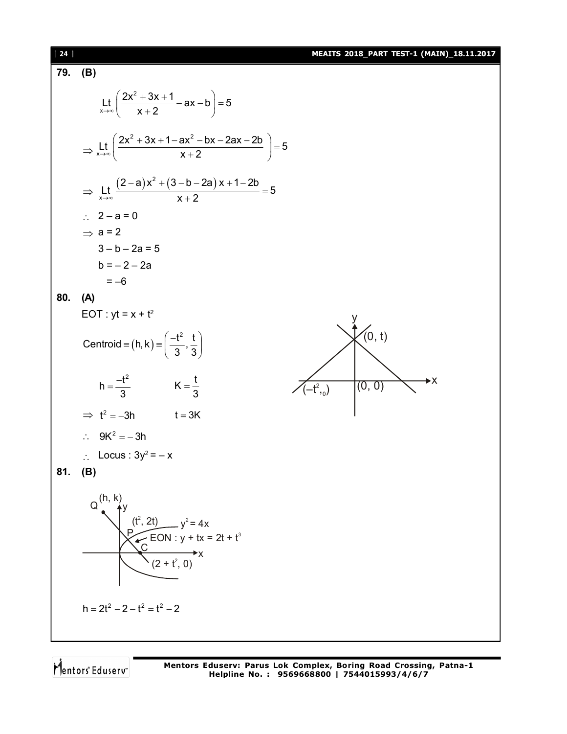**79. (B)**

$$\underset{x\to\infty}{\text{Lt}}\left(\frac{2x^2+3x+1}{x+2}-ax-b\right)=5$$

$$\Rightarrow \underset{x\to\infty}{\text{Lt}}\left(\frac{2x^2+3x+1-ax^2-bx-2ax-2b}{x+2}\right)=5$$

$$\Rightarrow \underset{x\to\infty}{\text{Lt}}\frac{(2-a)x^2+(3-b-2a)x+1-2b}{x+2}=5$$

$\therefore\ 2-a=0$

$\Rightarrow a=2$

$3-b-2a=5$

$b=-2-2a$

$=-6$

**80. (A)**

EOT : $yt = x + t^2$

$$\text{Centroid} \equiv (h,k) \equiv \left(\frac{-t^2}{3},\frac{t}{3}\right)$$

$$h=\frac{-t^2}{3} \qquad K=\frac{t}{3}$$

$\Rightarrow\ t^2=-3h \qquad t=3K$

$\therefore\ 9K^2=-3h$

$\therefore$ Locus : $3y^2 = -x$

**81. (B)**

EON : $y + tx = 2t + t^3$

$$h = 2t^2 - 2 - t^2 = t^2 - 2$$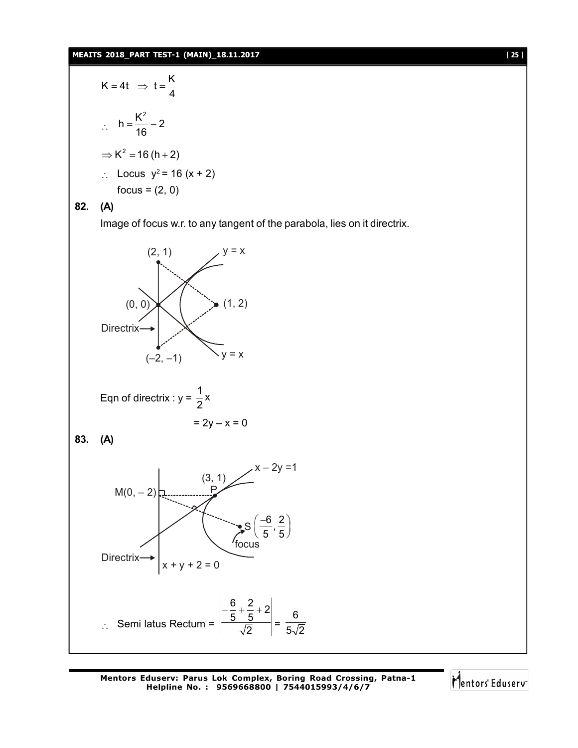$K = 4t \;\Rightarrow\; t = \dfrac{K}{4}$

$\therefore \quad h = \dfrac{K^2}{16} - 2$

$\Rightarrow K^2 = 16\,(h + 2)$

$\therefore$ Locus $y^2 = 16\,(x + 2)$

focus = (2, 0)

**82. (A)**

Image of focus w.r. to any tangent of the parabola, lies on it directrix.

Eqn of directrix : $y = \dfrac{1}{2}x$

$= 2y - x = 0$

**83. (A)**

$\therefore$ Semi latus Rectum = $\left| \dfrac{-\dfrac{6}{5} + \dfrac{2}{5} + 2}{\sqrt{2}} \right| = \dfrac{6}{5\sqrt{2}}$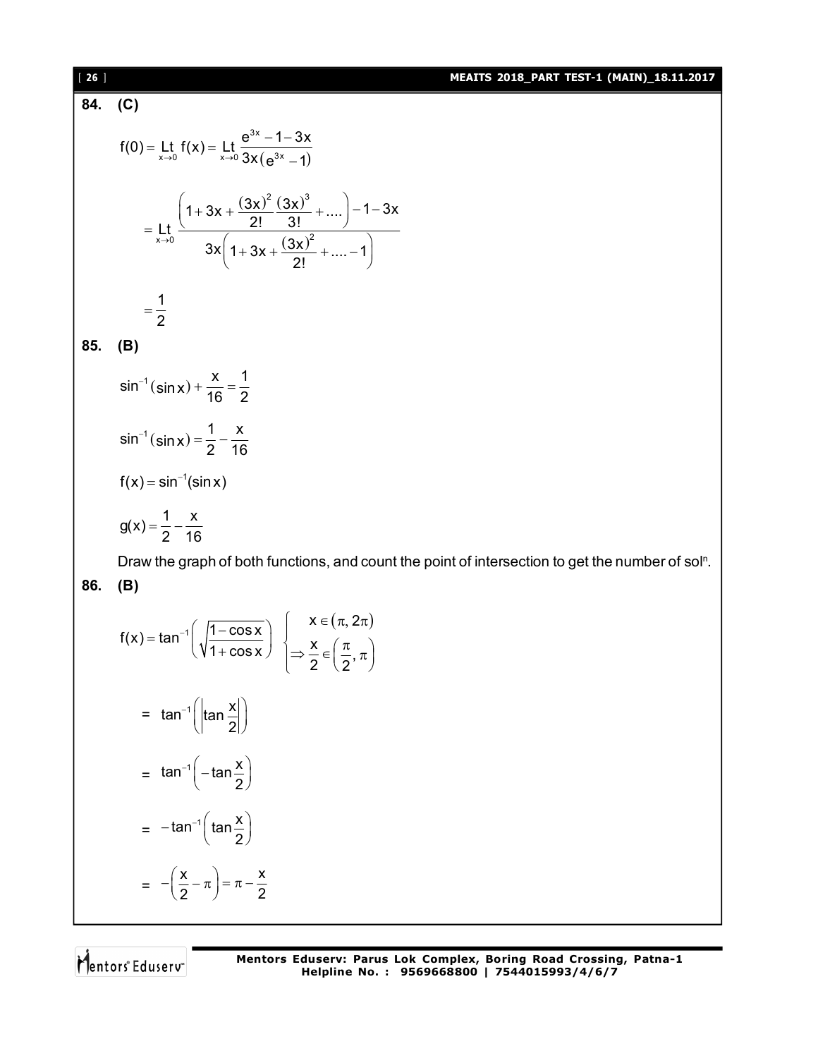**84. (C)**

$$f(0) = \underset{x \to 0}{\text{Lt}}\, f(x) = \underset{x \to 0}{\text{Lt}} \frac{e^{3x} - 1 - 3x}{3x(e^{3x} - 1)}$$

$$= \underset{x \to 0}{\text{Lt}} \frac{\left(1 + 3x + \frac{(3x)^2}{2!} \frac{(3x)^3}{3!} + ....\right) - 1 - 3x}{3x\left(1 + 3x + \frac{(3x)^2}{2!} + .... - 1\right)}$$

$$= \frac{1}{2}$$

**85. (B)**

$$\sin^{-1}(\sin x) + \frac{x}{16} = \frac{1}{2}$$

$$\sin^{-1}(\sin x) = \frac{1}{2} - \frac{x}{16}$$

$$f(x) = \sin^{-1}(\sin x)$$

$$g(x) = \frac{1}{2} - \frac{x}{16}$$

Draw the graph of both functions, and count the point of intersection to get the number of sol$^n$.

**86. (B)**

$$f(x) = \tan^{-1}\left(\sqrt{\frac{1 - \cos x}{1 + \cos x}}\right) \quad \begin{cases} x \in (\pi, 2\pi) \\ \Rightarrow \frac{x}{2} \in \left(\frac{\pi}{2}, \pi\right) \end{cases}$$

$$= \tan^{-1}\left(\left|\tan\frac{x}{2}\right|\right)$$

$$= \tan^{-1}\left(-\tan\frac{x}{2}\right)$$

$$= -\tan^{-1}\left(\tan\frac{x}{2}\right)$$

$$= -\left(\frac{x}{2} - \pi\right) = \pi - \frac{x}{2}$$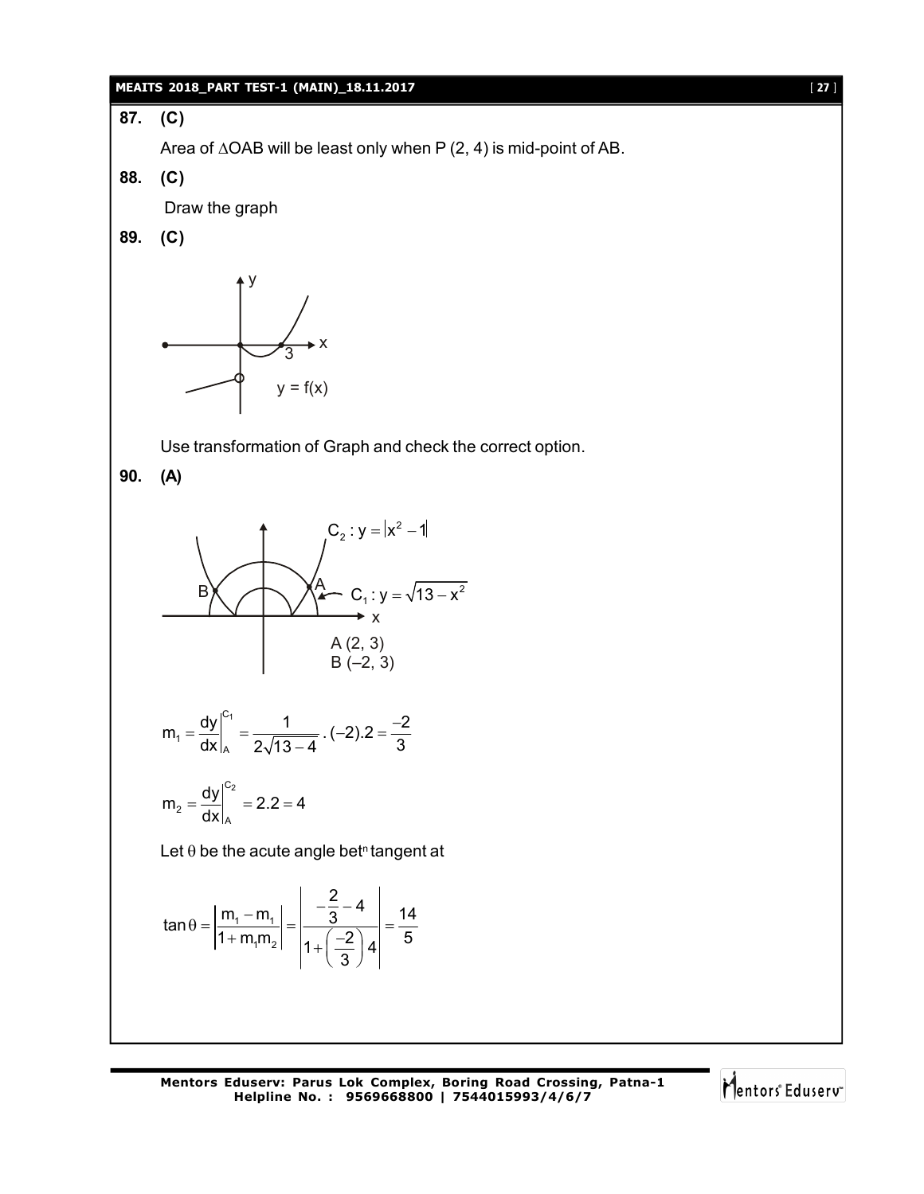**87. (C)**

Area of $\Delta$OAB will be least only when P (2, 4) is mid-point of AB.

**88. (C)**

Draw the graph

**89. (C)**

y

x

3

y = f(x)

Use transformation of Graph and check the correct option.

**90. (A)**

$C_2 : y = |x^2 - 1|$

$C_1 : y = \sqrt{13 - x^2}$

B

A

x

A (2, 3)
B (–2, 3)

$$m_1 = \left.\frac{dy}{dx}\right|_A^{C_1} = \frac{1}{2\sqrt{13-4}}.(-2).2 = \frac{-2}{3}$$

$$m_2 = \left.\frac{dy}{dx}\right|_A^{C_2} = 2.2 = 4$$

Let $\theta$ be the acute angle bet$^n$ tangent at

$$\tan\theta = \left|\frac{m_1 - m_1}{1 + m_1 m_2}\right| = \left|\frac{-\frac{2}{3} - 4}{1 + \left(\frac{-2}{3}\right)4}\right| = \frac{14}{5}$$